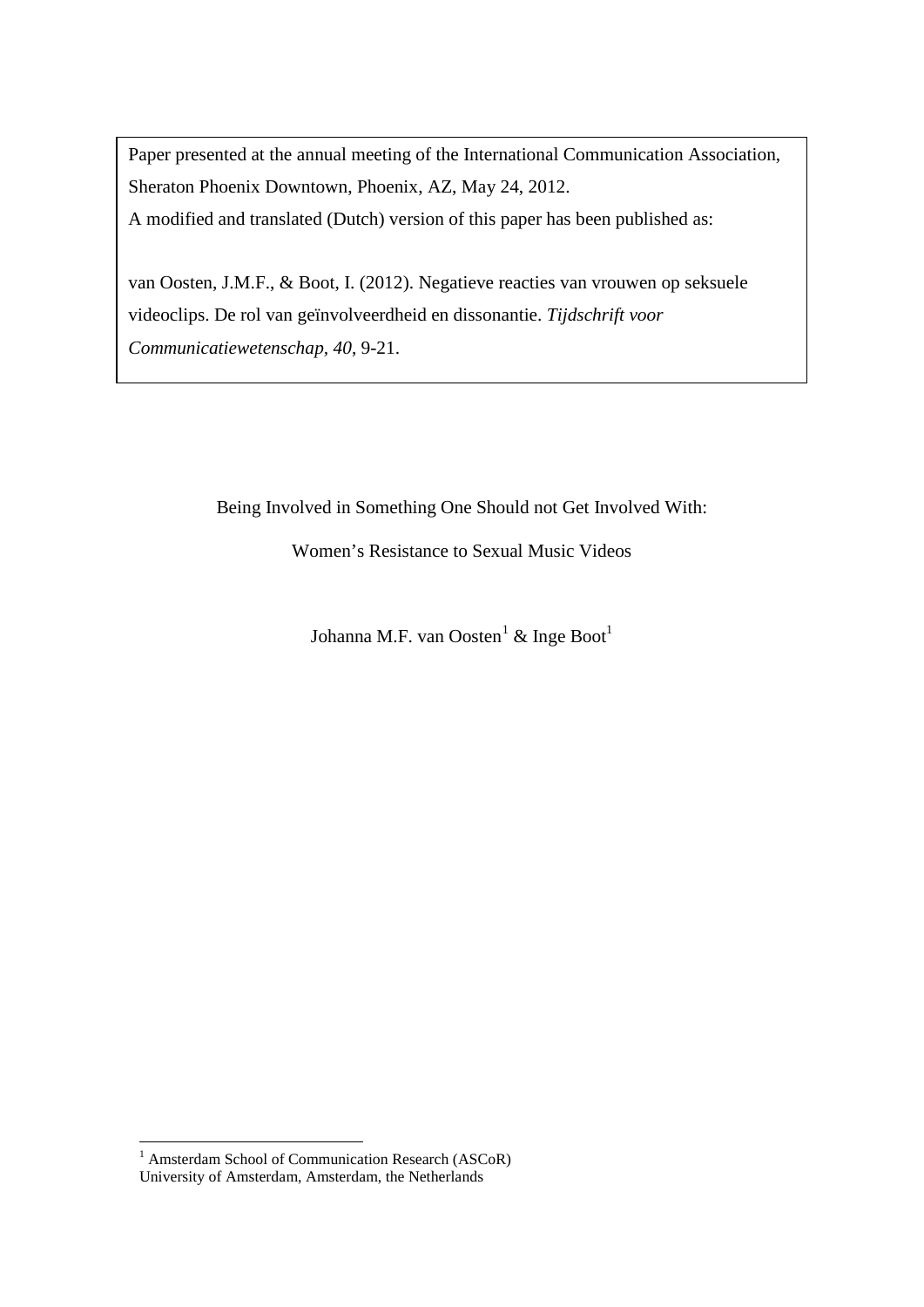Paper presented at the annual meeting of the International Communication Association, Sheraton Phoenix Downtown, Phoenix, AZ, May 24, 2012.
A modified and translated (Dutch) version of this paper has been published as:

van Oosten, J.M.F., & Boot, I. (2012). Negatieve reacties van vrouwen op seksuele videoclips. De rol van geïnvolveerdheid en dissonantie. *Tijdschrift voor Communicatiewetenschap, 40*, 9-21.

# Being Involved in Something One Should not Get Involved With: Women's Resistance to Sexual Music Videos

Johanna M.F. van Oosten[1] & Inge Boot[1]

[1] Amsterdam School of Communication Research (ASCoR)
University of Amsterdam, Amsterdam, the Netherlands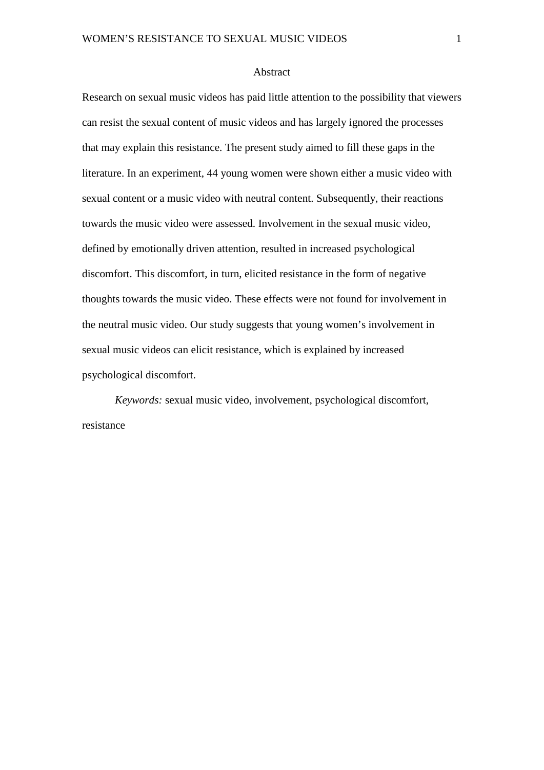# Abstract

Research on sexual music videos has paid little attention to the possibility that viewers can resist the sexual content of music videos and has largely ignored the processes that may explain this resistance. The present study aimed to fill these gaps in the literature. In an experiment, 44 young women were shown either a music video with sexual content or a music video with neutral content. Subsequently, their reactions towards the music video were assessed. Involvement in the sexual music video, defined by emotionally driven attention, resulted in increased psychological discomfort. This discomfort, in turn, elicited resistance in the form of negative thoughts towards the music video. These effects were not found for involvement in the neutral music video. Our study suggests that young women's involvement in sexual music videos can elicit resistance, which is explained by increased psychological discomfort.

*Keywords:* sexual music video, involvement, psychological discomfort, resistance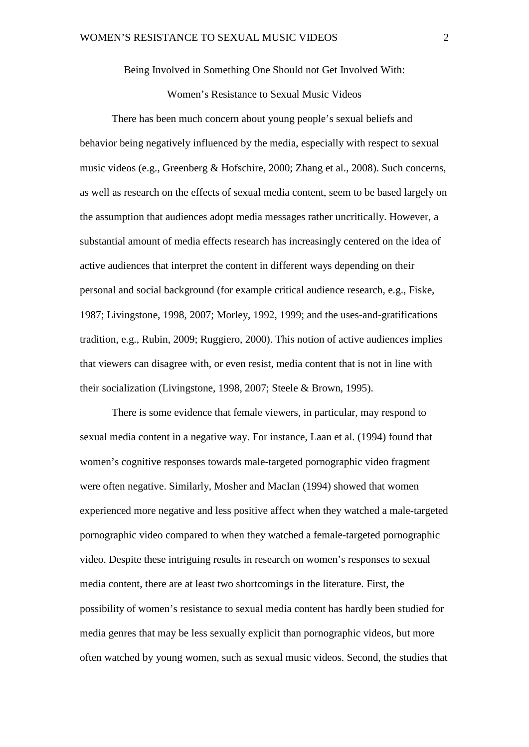# Being Involved in Something One Should not Get Involved With: Women's Resistance to Sexual Music Videos

There has been much concern about young people's sexual beliefs and behavior being negatively influenced by the media, especially with respect to sexual music videos (e.g., Greenberg & Hofschire, 2000; Zhang et al., 2008). Such concerns, as well as research on the effects of sexual media content, seem to be based largely on the assumption that audiences adopt media messages rather uncritically. However, a substantial amount of media effects research has increasingly centered on the idea of active audiences that interpret the content in different ways depending on their personal and social background (for example critical audience research, e.g., Fiske, 1987; Livingstone, 1998, 2007; Morley, 1992, 1999; and the uses-and-gratifications tradition, e.g., Rubin, 2009; Ruggiero, 2000). This notion of active audiences implies that viewers can disagree with, or even resist, media content that is not in line with their socialization (Livingstone, 1998, 2007; Steele & Brown, 1995).

There is some evidence that female viewers, in particular, may respond to sexual media content in a negative way. For instance, Laan et al. (1994) found that women's cognitive responses towards male-targeted pornographic video fragment were often negative. Similarly, Mosher and MacIan (1994) showed that women experienced more negative and less positive affect when they watched a male-targeted pornographic video compared to when they watched a female-targeted pornographic video. Despite these intriguing results in research on women's responses to sexual media content, there are at least two shortcomings in the literature. First, the possibility of women's resistance to sexual media content has hardly been studied for media genres that may be less sexually explicit than pornographic videos, but more often watched by young women, such as sexual music videos. Second, the studies that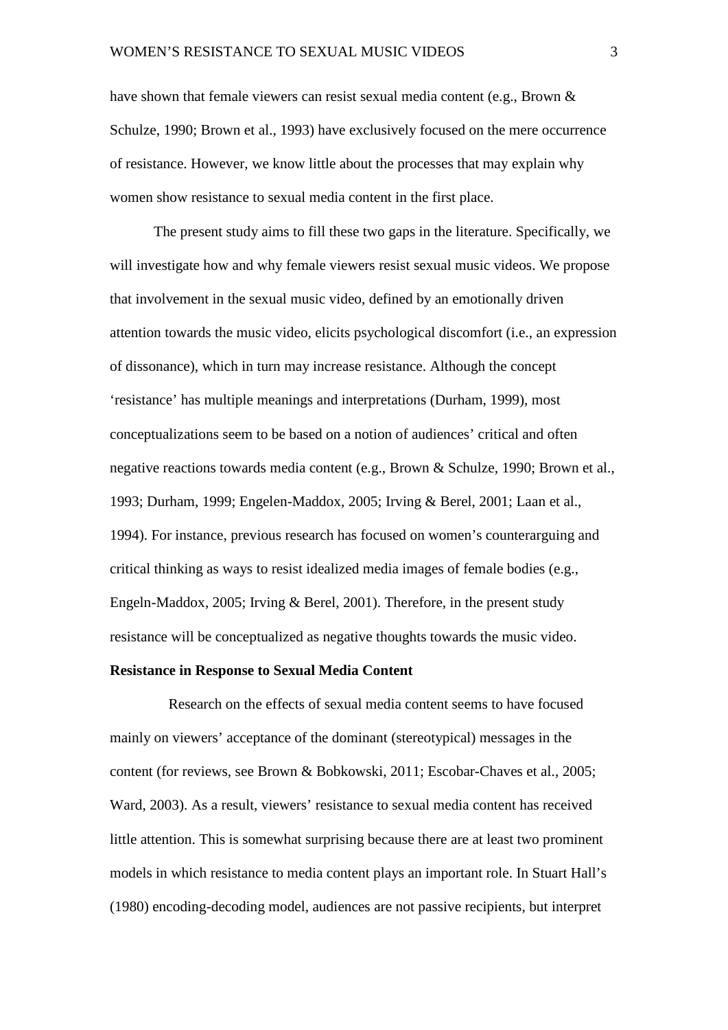have shown that female viewers can resist sexual media content (e.g., Brown & Schulze, 1990; Brown et al., 1993) have exclusively focused on the mere occurrence of resistance. However, we know little about the processes that may explain why women show resistance to sexual media content in the first place.

The present study aims to fill these two gaps in the literature. Specifically, we will investigate how and why female viewers resist sexual music videos. We propose that involvement in the sexual music video, defined by an emotionally driven attention towards the music video, elicits psychological discomfort (i.e., an expression of dissonance), which in turn may increase resistance. Although the concept 'resistance' has multiple meanings and interpretations (Durham, 1999), most conceptualizations seem to be based on a notion of audiences' critical and often negative reactions towards media content (e.g., Brown & Schulze, 1990; Brown et al., 1993; Durham, 1999; Engelen-Maddox, 2005; Irving & Berel, 2001; Laan et al., 1994). For instance, previous research has focused on women's counterarguing and critical thinking as ways to resist idealized media images of female bodies (e.g., Engeln-Maddox, 2005; Irving & Berel, 2001). Therefore, in the present study resistance will be conceptualized as negative thoughts towards the music video.

**Resistance in Response to Sexual Media Content**

Research on the effects of sexual media content seems to have focused mainly on viewers' acceptance of the dominant (stereotypical) messages in the content (for reviews, see Brown & Bobkowski, 2011; Escobar-Chaves et al., 2005; Ward, 2003). As a result, viewers' resistance to sexual media content has received little attention. This is somewhat surprising because there are at least two prominent models in which resistance to media content plays an important role. In Stuart Hall's (1980) encoding-decoding model, audiences are not passive recipients, but interpret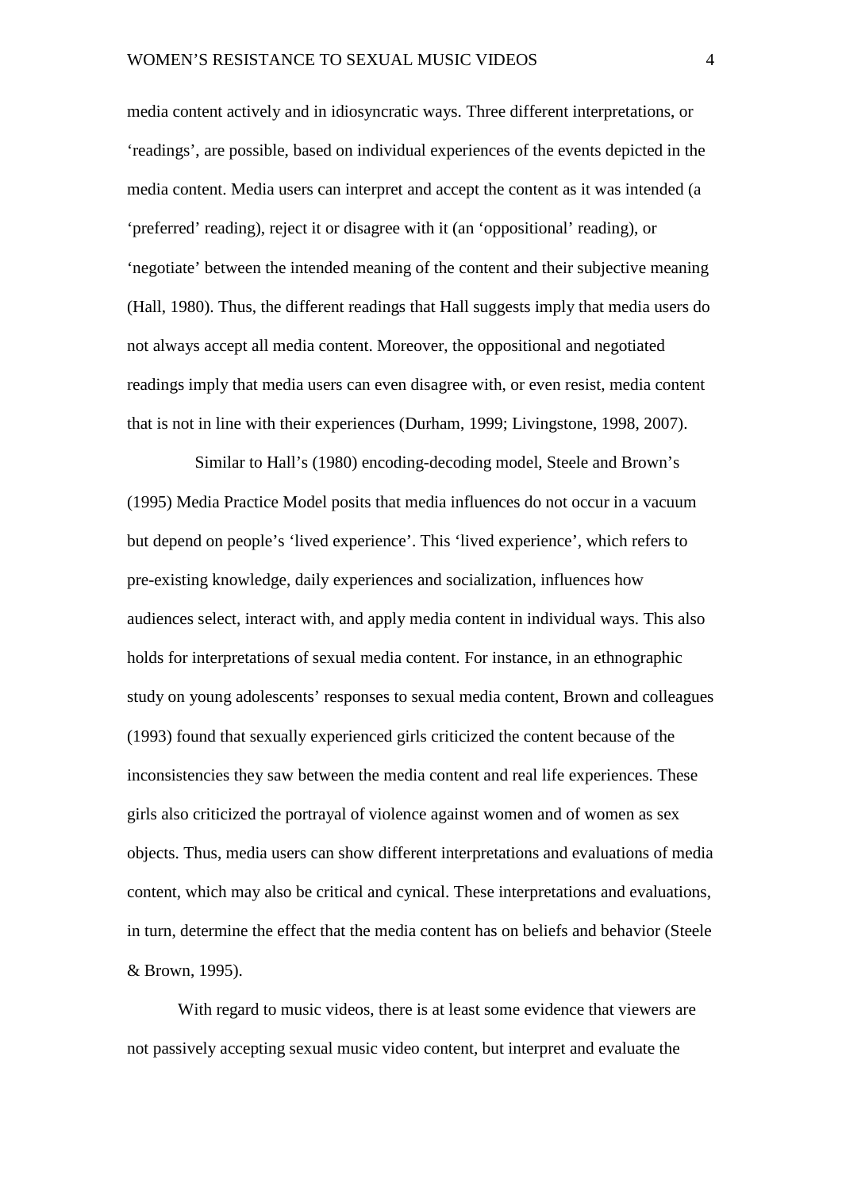media content actively and in idiosyncratic ways. Three different interpretations, or 'readings', are possible, based on individual experiences of the events depicted in the media content. Media users can interpret and accept the content as it was intended (a 'preferred' reading), reject it or disagree with it (an 'oppositional' reading), or 'negotiate' between the intended meaning of the content and their subjective meaning (Hall, 1980). Thus, the different readings that Hall suggests imply that media users do not always accept all media content. Moreover, the oppositional and negotiated readings imply that media users can even disagree with, or even resist, media content that is not in line with their experiences (Durham, 1999; Livingstone, 1998, 2007).

Similar to Hall's (1980) encoding-decoding model, Steele and Brown's (1995) Media Practice Model posits that media influences do not occur in a vacuum but depend on people's 'lived experience'. This 'lived experience', which refers to pre-existing knowledge, daily experiences and socialization, influences how audiences select, interact with, and apply media content in individual ways. This also holds for interpretations of sexual media content. For instance, in an ethnographic study on young adolescents' responses to sexual media content, Brown and colleagues (1993) found that sexually experienced girls criticized the content because of the inconsistencies they saw between the media content and real life experiences. These girls also criticized the portrayal of violence against women and of women as sex objects. Thus, media users can show different interpretations and evaluations of media content, which may also be critical and cynical. These interpretations and evaluations, in turn, determine the effect that the media content has on beliefs and behavior (Steele & Brown, 1995).

With regard to music videos, there is at least some evidence that viewers are not passively accepting sexual music video content, but interpret and evaluate the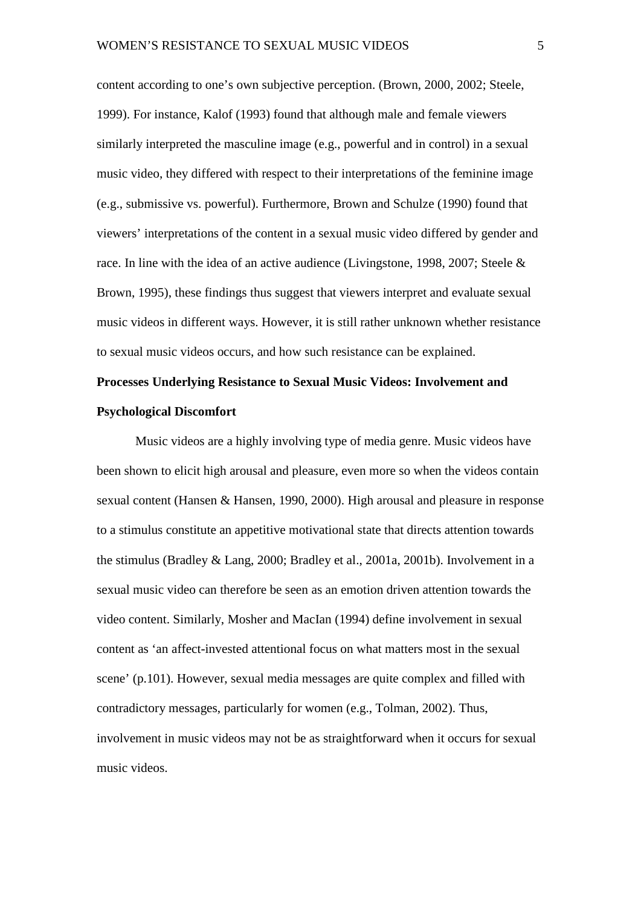content according to one's own subjective perception. (Brown, 2000, 2002; Steele, 1999). For instance, Kalof (1993) found that although male and female viewers similarly interpreted the masculine image (e.g., powerful and in control) in a sexual music video, they differed with respect to their interpretations of the feminine image (e.g., submissive vs. powerful). Furthermore, Brown and Schulze (1990) found that viewers' interpretations of the content in a sexual music video differed by gender and race. In line with the idea of an active audience (Livingstone, 1998, 2007; Steele & Brown, 1995), these findings thus suggest that viewers interpret and evaluate sexual music videos in different ways. However, it is still rather unknown whether resistance to sexual music videos occurs, and how such resistance can be explained.

**Processes Underlying Resistance to Sexual Music Videos: Involvement and Psychological Discomfort**

Music videos are a highly involving type of media genre. Music videos have been shown to elicit high arousal and pleasure, even more so when the videos contain sexual content (Hansen & Hansen, 1990, 2000). High arousal and pleasure in response to a stimulus constitute an appetitive motivational state that directs attention towards the stimulus (Bradley & Lang, 2000; Bradley et al., 2001a, 2001b). Involvement in a sexual music video can therefore be seen as an emotion driven attention towards the video content. Similarly, Mosher and MacIan (1994) define involvement in sexual content as 'an affect-invested attentional focus on what matters most in the sexual scene' (p.101). However, sexual media messages are quite complex and filled with contradictory messages, particularly for women (e.g., Tolman, 2002). Thus, involvement in music videos may not be as straightforward when it occurs for sexual music videos.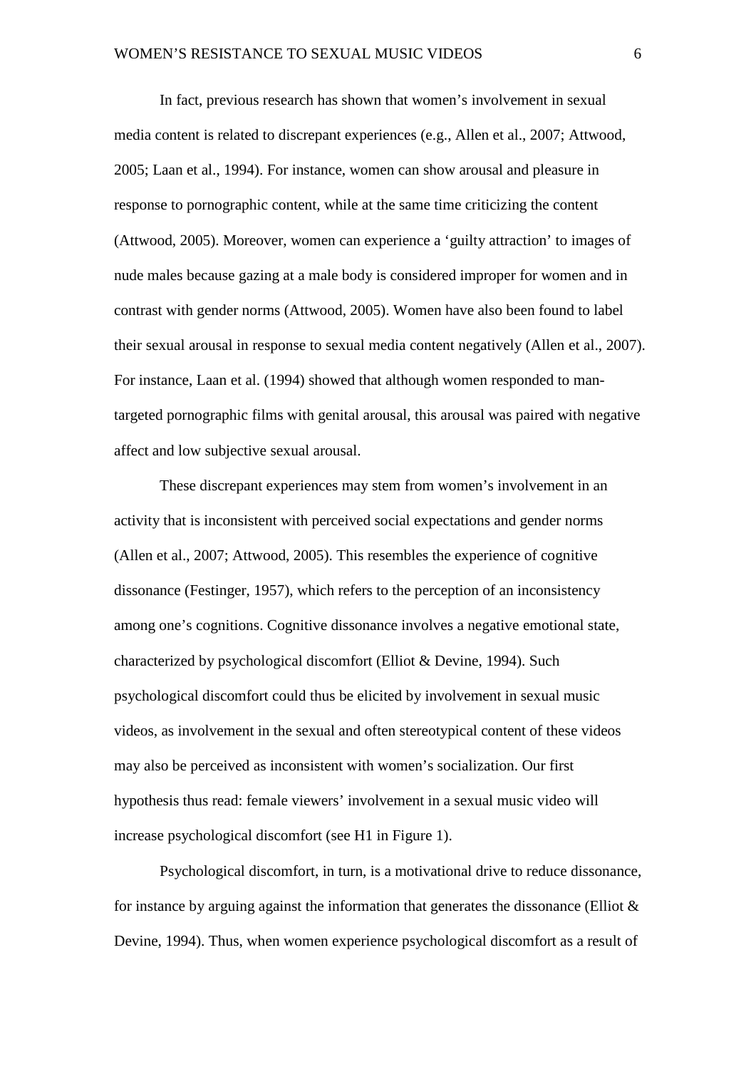In fact, previous research has shown that women's involvement in sexual media content is related to discrepant experiences (e.g., Allen et al., 2007; Attwood, 2005; Laan et al., 1994). For instance, women can show arousal and pleasure in response to pornographic content, while at the same time criticizing the content (Attwood, 2005). Moreover, women can experience a 'guilty attraction' to images of nude males because gazing at a male body is considered improper for women and in contrast with gender norms (Attwood, 2005). Women have also been found to label their sexual arousal in response to sexual media content negatively (Allen et al., 2007). For instance, Laan et al. (1994) showed that although women responded to man-targeted pornographic films with genital arousal, this arousal was paired with negative affect and low subjective sexual arousal.

These discrepant experiences may stem from women's involvement in an activity that is inconsistent with perceived social expectations and gender norms (Allen et al., 2007; Attwood, 2005). This resembles the experience of cognitive dissonance (Festinger, 1957), which refers to the perception of an inconsistency among one's cognitions. Cognitive dissonance involves a negative emotional state, characterized by psychological discomfort (Elliot & Devine, 1994). Such psychological discomfort could thus be elicited by involvement in sexual music videos, as involvement in the sexual and often stereotypical content of these videos may also be perceived as inconsistent with women's socialization. Our first hypothesis thus read: female viewers' involvement in a sexual music video will increase psychological discomfort (see H1 in Figure 1).

Psychological discomfort, in turn, is a motivational drive to reduce dissonance, for instance by arguing against the information that generates the dissonance (Elliot & Devine, 1994). Thus, when women experience psychological discomfort as a result of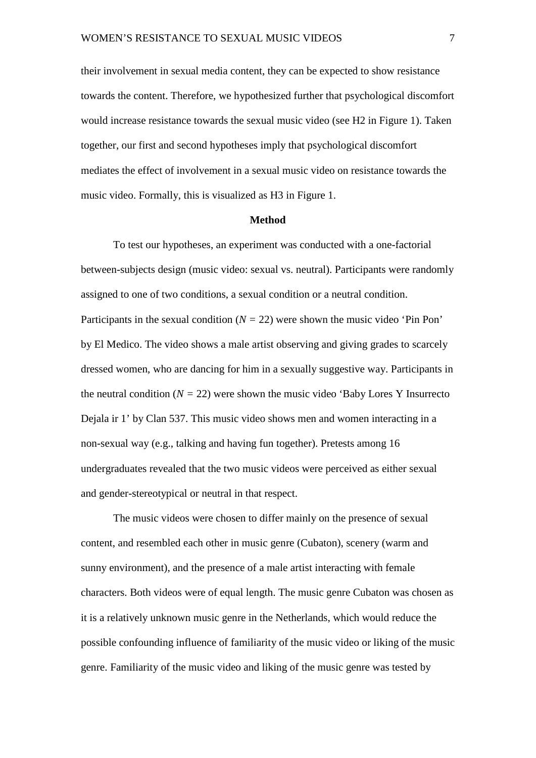their involvement in sexual media content, they can be expected to show resistance towards the content. Therefore, we hypothesized further that psychological discomfort would increase resistance towards the sexual music video (see H2 in Figure 1). Taken together, our first and second hypotheses imply that psychological discomfort mediates the effect of involvement in a sexual music video on resistance towards the music video. Formally, this is visualized as H3 in Figure 1.

## Method

To test our hypotheses, an experiment was conducted with a one-factorial between-subjects design (music video: sexual vs. neutral). Participants were randomly assigned to one of two conditions, a sexual condition or a neutral condition. Participants in the sexual condition ($N$ = 22) were shown the music video 'Pin Pon' by El Medico. The video shows a male artist observing and giving grades to scarcely dressed women, who are dancing for him in a sexually suggestive way. Participants in the neutral condition ($N$ = 22) were shown the music video 'Baby Lores Y Insurrecto Dejala ir 1' by Clan 537. This music video shows men and women interacting in a non-sexual way (e.g., talking and having fun together). Pretests among 16 undergraduates revealed that the two music videos were perceived as either sexual and gender-stereotypical or neutral in that respect.

The music videos were chosen to differ mainly on the presence of sexual content, and resembled each other in music genre (Cubaton), scenery (warm and sunny environment), and the presence of a male artist interacting with female characters. Both videos were of equal length. The music genre Cubaton was chosen as it is a relatively unknown music genre in the Netherlands, which would reduce the possible confounding influence of familiarity of the music video or liking of the music genre. Familiarity of the music video and liking of the music genre was tested by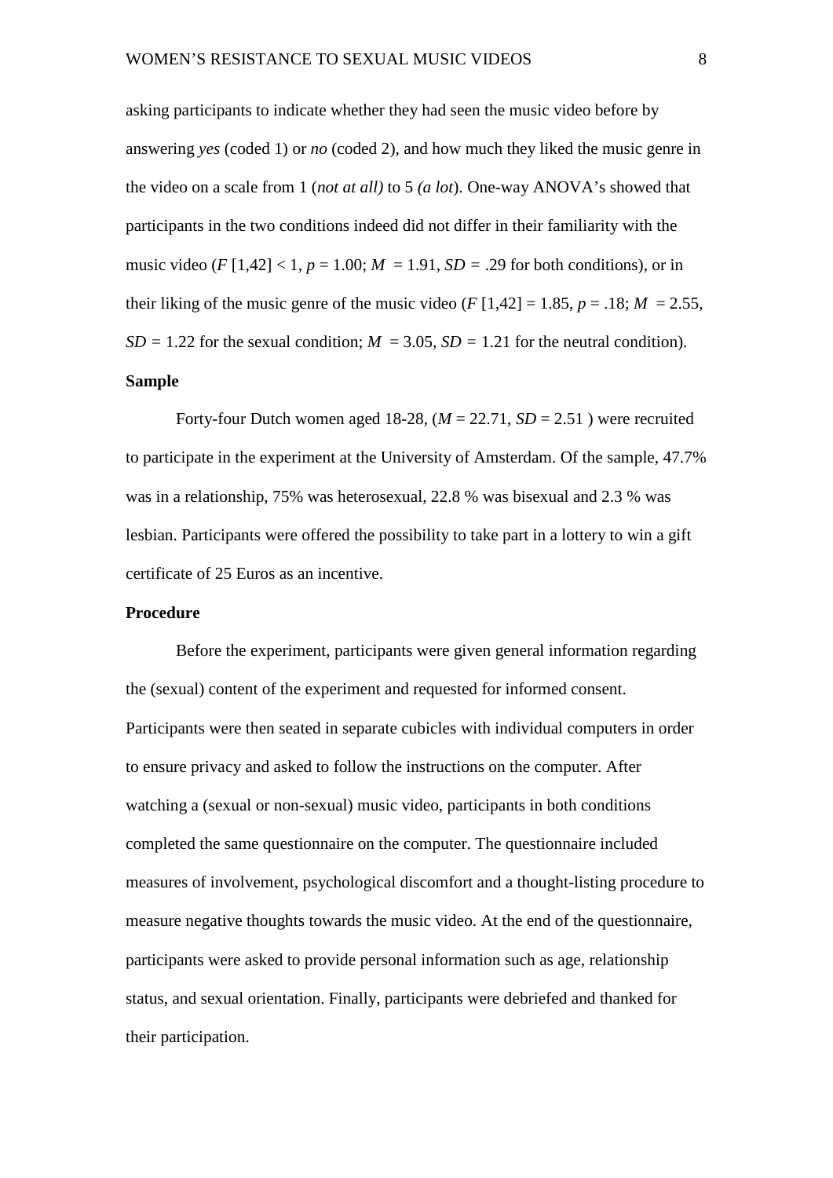asking participants to indicate whether they had seen the music video before by answering *yes* (coded 1) or *no* (coded 2), and how much they liked the music genre in the video on a scale from 1 (*not at all)* to 5 *(a lot*). One-way ANOVA's showed that participants in the two conditions indeed did not differ in their familiarity with the music video ($F$ [1,42] < 1, $p$ = 1.00; $M$ = 1.91, $SD$ = .29 for both conditions), or in their liking of the music genre of the music video ($F$ [1,42] = 1.85, $p$ = .18; $M$ = 2.55, $SD$ = 1.22 for the sexual condition; $M$ = 3.05, $SD$ = 1.21 for the neutral condition).

**Sample**

Forty-four Dutch women aged 18-28, ($M$ = 22.71, $SD$ = 2.51 ) were recruited to participate in the experiment at the University of Amsterdam. Of the sample, 47.7% was in a relationship, 75% was heterosexual, 22.8 % was bisexual and 2.3 % was lesbian. Participants were offered the possibility to take part in a lottery to win a gift certificate of 25 Euros as an incentive.

**Procedure**

Before the experiment, participants were given general information regarding the (sexual) content of the experiment and requested for informed consent. Participants were then seated in separate cubicles with individual computers in order to ensure privacy and asked to follow the instructions on the computer. After watching a (sexual or non-sexual) music video, participants in both conditions completed the same questionnaire on the computer. The questionnaire included measures of involvement, psychological discomfort and a thought-listing procedure to measure negative thoughts towards the music video. At the end of the questionnaire, participants were asked to provide personal information such as age, relationship status, and sexual orientation. Finally, participants were debriefed and thanked for their participation.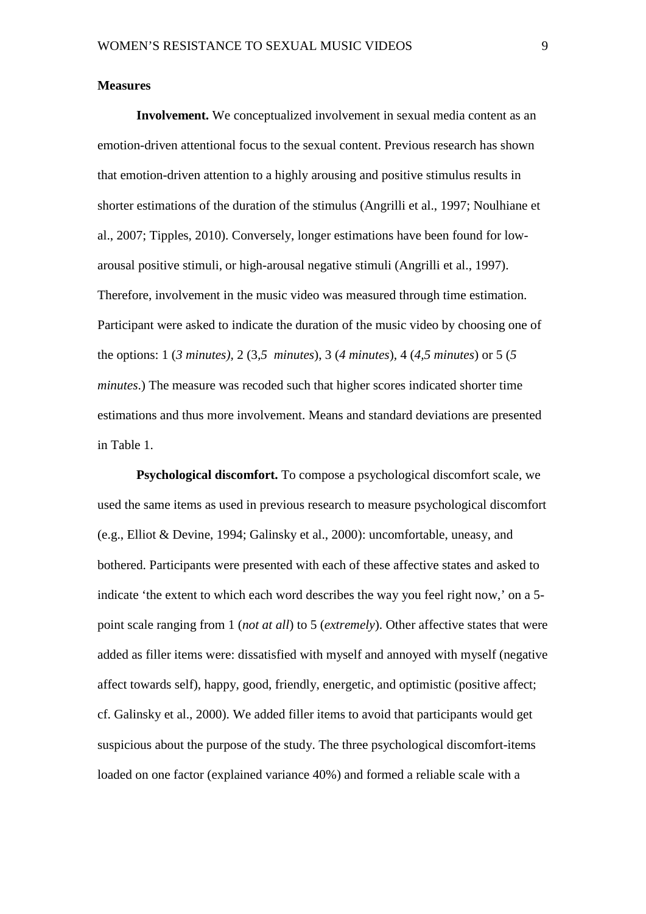**Measures**

**Involvement.** We conceptualized involvement in sexual media content as an emotion-driven attentional focus to the sexual content. Previous research has shown that emotion-driven attention to a highly arousing and positive stimulus results in shorter estimations of the duration of the stimulus (Angrilli et al., 1997; Noulhiane et al., 2007; Tipples, 2010). Conversely, longer estimations have been found for low-arousal positive stimuli, or high-arousal negative stimuli (Angrilli et al., 1997). Therefore, involvement in the music video was measured through time estimation. Participant were asked to indicate the duration of the music video by choosing one of the options: 1 (*3 minutes)*, 2 (3*,5 minutes*), 3 (*4 minutes*), 4 (*4,5 minutes*) or 5 (*5 minutes*.) The measure was recoded such that higher scores indicated shorter time estimations and thus more involvement. Means and standard deviations are presented in Table 1.

**Psychological discomfort.** To compose a psychological discomfort scale, we used the same items as used in previous research to measure psychological discomfort (e.g., Elliot & Devine, 1994; Galinsky et al., 2000): uncomfortable, uneasy, and bothered. Participants were presented with each of these affective states and asked to indicate 'the extent to which each word describes the way you feel right now,' on a 5-point scale ranging from 1 (*not at all*) to 5 (*extremely*). Other affective states that were added as filler items were: dissatisfied with myself and annoyed with myself (negative affect towards self), happy, good, friendly, energetic, and optimistic (positive affect; cf. Galinsky et al., 2000). We added filler items to avoid that participants would get suspicious about the purpose of the study. The three psychological discomfort-items loaded on one factor (explained variance 40%) and formed a reliable scale with a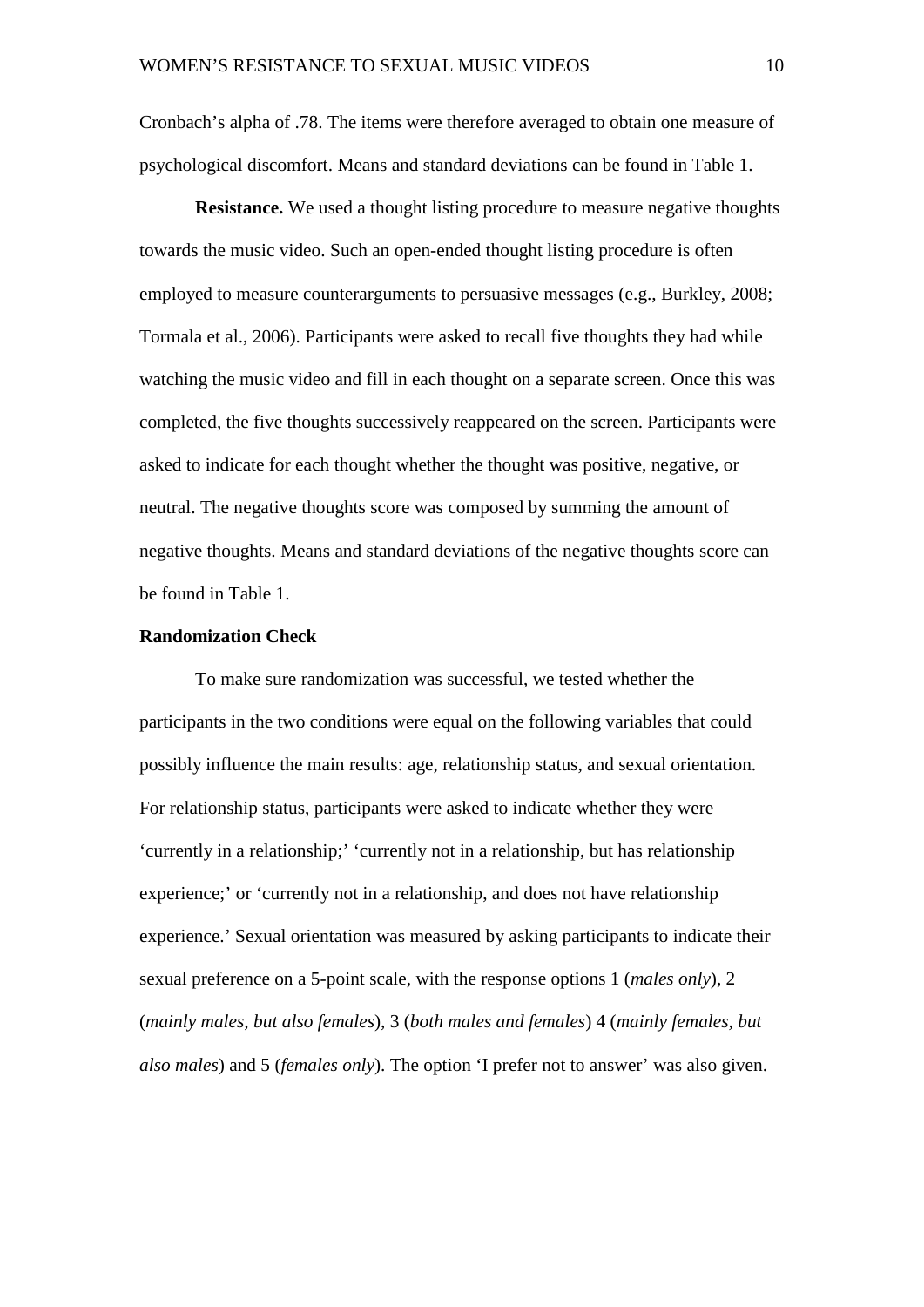Cronbach's alpha of .78. The items were therefore averaged to obtain one measure of psychological discomfort. Means and standard deviations can be found in Table 1.

**Resistance.** We used a thought listing procedure to measure negative thoughts towards the music video. Such an open-ended thought listing procedure is often employed to measure counterarguments to persuasive messages (e.g., Burkley, 2008; Tormala et al., 2006). Participants were asked to recall five thoughts they had while watching the music video and fill in each thought on a separate screen. Once this was completed, the five thoughts successively reappeared on the screen. Participants were asked to indicate for each thought whether the thought was positive, negative, or neutral. The negative thoughts score was composed by summing the amount of negative thoughts. Means and standard deviations of the negative thoughts score can be found in Table 1.

**Randomization Check**

To make sure randomization was successful, we tested whether the participants in the two conditions were equal on the following variables that could possibly influence the main results: age, relationship status, and sexual orientation. For relationship status, participants were asked to indicate whether they were 'currently in a relationship;' 'currently not in a relationship, but has relationship experience;' or 'currently not in a relationship, and does not have relationship experience.' Sexual orientation was measured by asking participants to indicate their sexual preference on a 5-point scale, with the response options 1 (*males only*), 2 (*mainly males, but also females*), 3 (*both males and females*) 4 (*mainly females, but also males*) and 5 (*females only*). The option 'I prefer not to answer' was also given.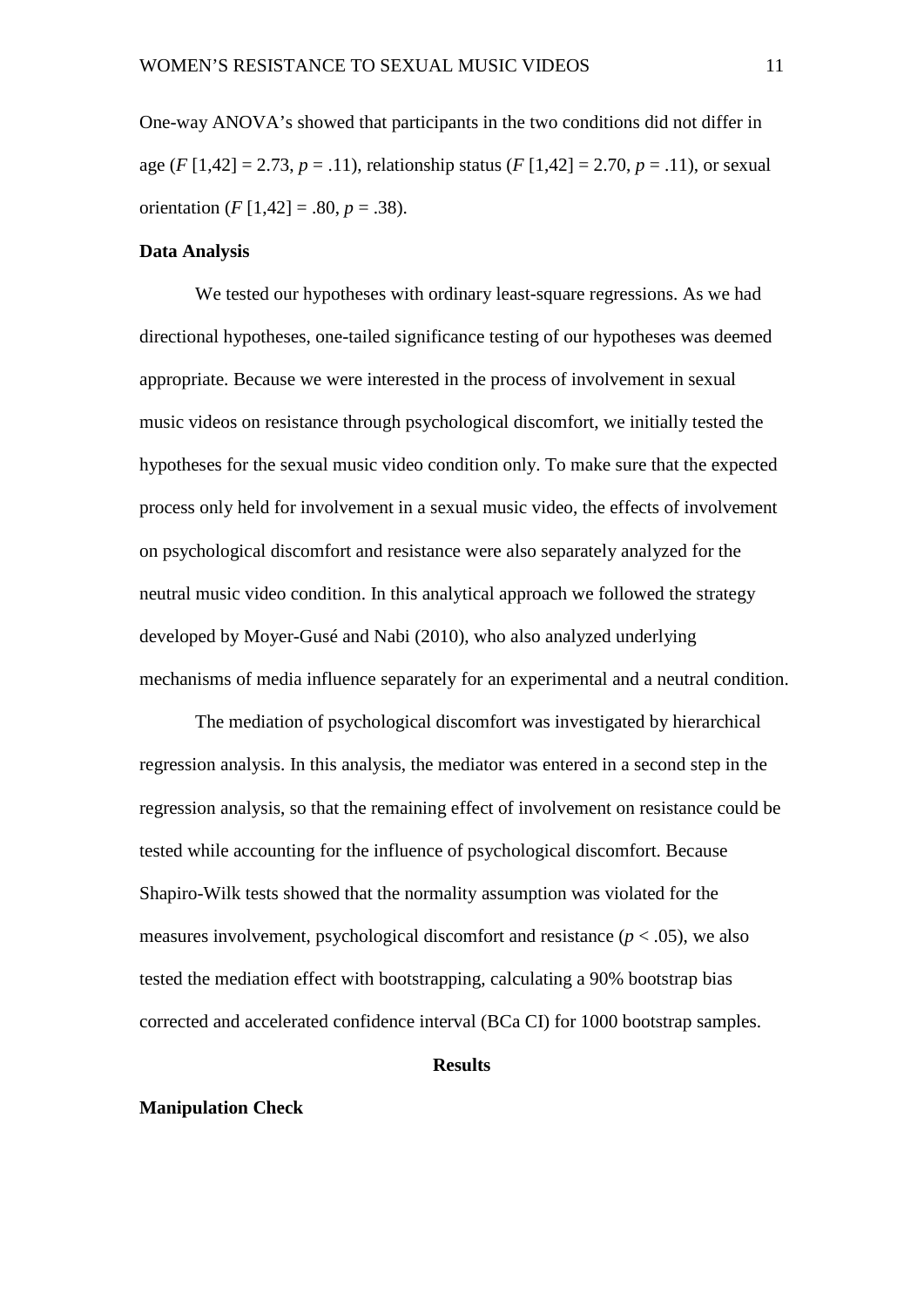One-way ANOVA's showed that participants in the two conditions did not differ in age ($F$ [1,42] = 2.73, $p$ = .11), relationship status ($F$ [1,42] = 2.70, $p$ = .11), or sexual orientation ($F$ [1,42] = .80, $p$ = .38).

## Data Analysis

We tested our hypotheses with ordinary least-square regressions. As we had directional hypotheses, one-tailed significance testing of our hypotheses was deemed appropriate. Because we were interested in the process of involvement in sexual music videos on resistance through psychological discomfort, we initially tested the hypotheses for the sexual music video condition only. To make sure that the expected process only held for involvement in a sexual music video, the effects of involvement on psychological discomfort and resistance were also separately analyzed for the neutral music video condition. In this analytical approach we followed the strategy developed by Moyer-Gusé and Nabi (2010), who also analyzed underlying mechanisms of media influence separately for an experimental and a neutral condition.

The mediation of psychological discomfort was investigated by hierarchical regression analysis. In this analysis, the mediator was entered in a second step in the regression analysis, so that the remaining effect of involvement on resistance could be tested while accounting for the influence of psychological discomfort. Because Shapiro-Wilk tests showed that the normality assumption was violated for the measures involvement, psychological discomfort and resistance ($p < .05$), we also tested the mediation effect with bootstrapping, calculating a 90% bootstrap bias corrected and accelerated confidence interval (BCa CI) for 1000 bootstrap samples.

# Results

## Manipulation Check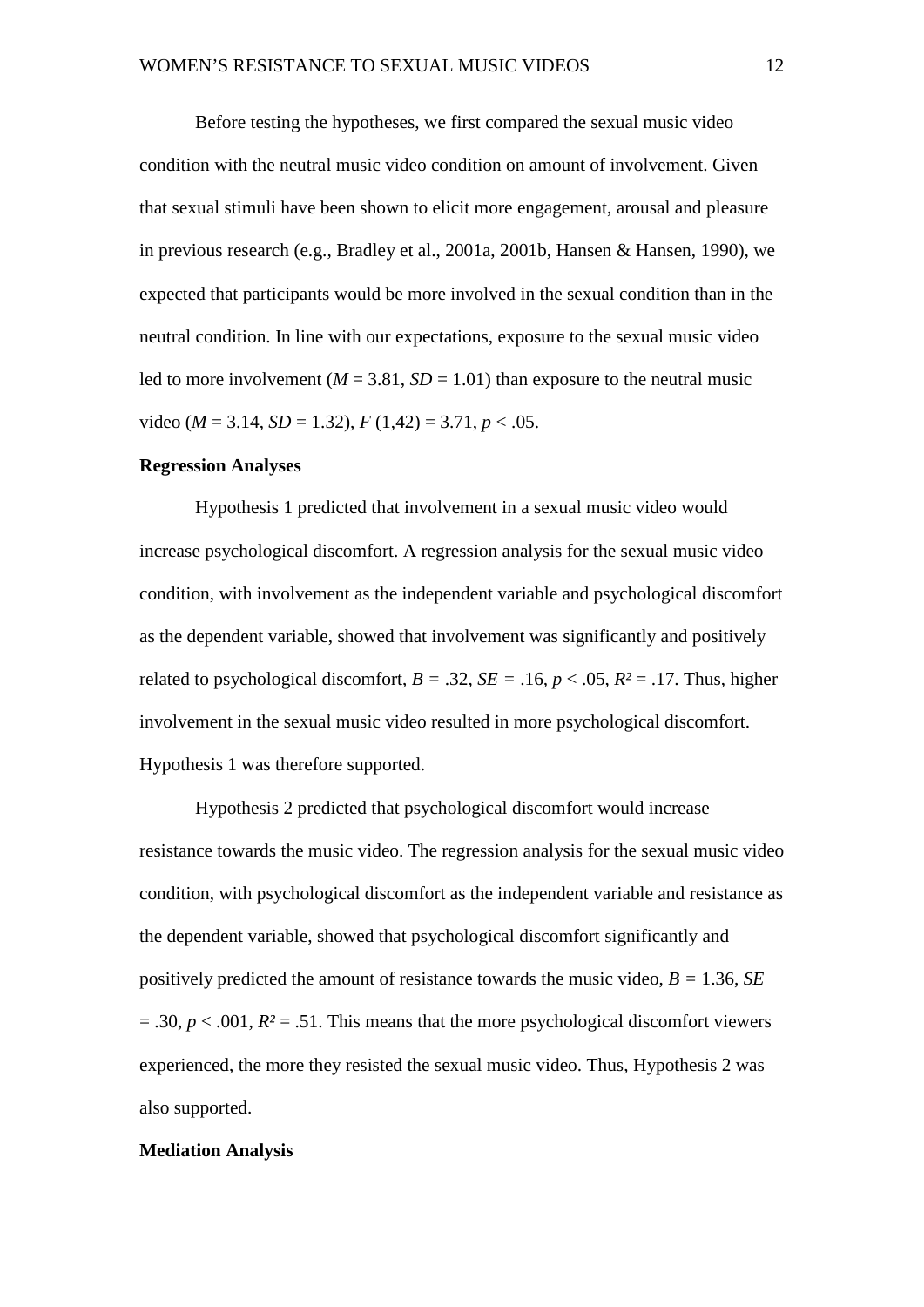Before testing the hypotheses, we first compared the sexual music video condition with the neutral music video condition on amount of involvement. Given that sexual stimuli have been shown to elicit more engagement, arousal and pleasure in previous research (e.g., Bradley et al., 2001a, 2001b, Hansen & Hansen, 1990), we expected that participants would be more involved in the sexual condition than in the neutral condition. In line with our expectations, exposure to the sexual music video led to more involvement ($M = 3.81$, $SD = 1.01$) than exposure to the neutral music video ($M = 3.14$, $SD = 1.32$), $F(1,42) = 3.71$, $p < .05$.

**Regression Analyses**

Hypothesis 1 predicted that involvement in a sexual music video would increase psychological discomfort. A regression analysis for the sexual music video condition, with involvement as the independent variable and psychological discomfort as the dependent variable, showed that involvement was significantly and positively related to psychological discomfort, $B = .32$, $SE = .16$, $p < .05$, $R^2 = .17$. Thus, higher involvement in the sexual music video resulted in more psychological discomfort. Hypothesis 1 was therefore supported.

Hypothesis 2 predicted that psychological discomfort would increase resistance towards the music video. The regression analysis for the sexual music video condition, with psychological discomfort as the independent variable and resistance as the dependent variable, showed that psychological discomfort significantly and positively predicted the amount of resistance towards the music video, $B = 1.36$, $SE = .30$, $p < .001$, $R^2 = .51$. This means that the more psychological discomfort viewers experienced, the more they resisted the sexual music video. Thus, Hypothesis 2 was also supported.

**Mediation Analysis**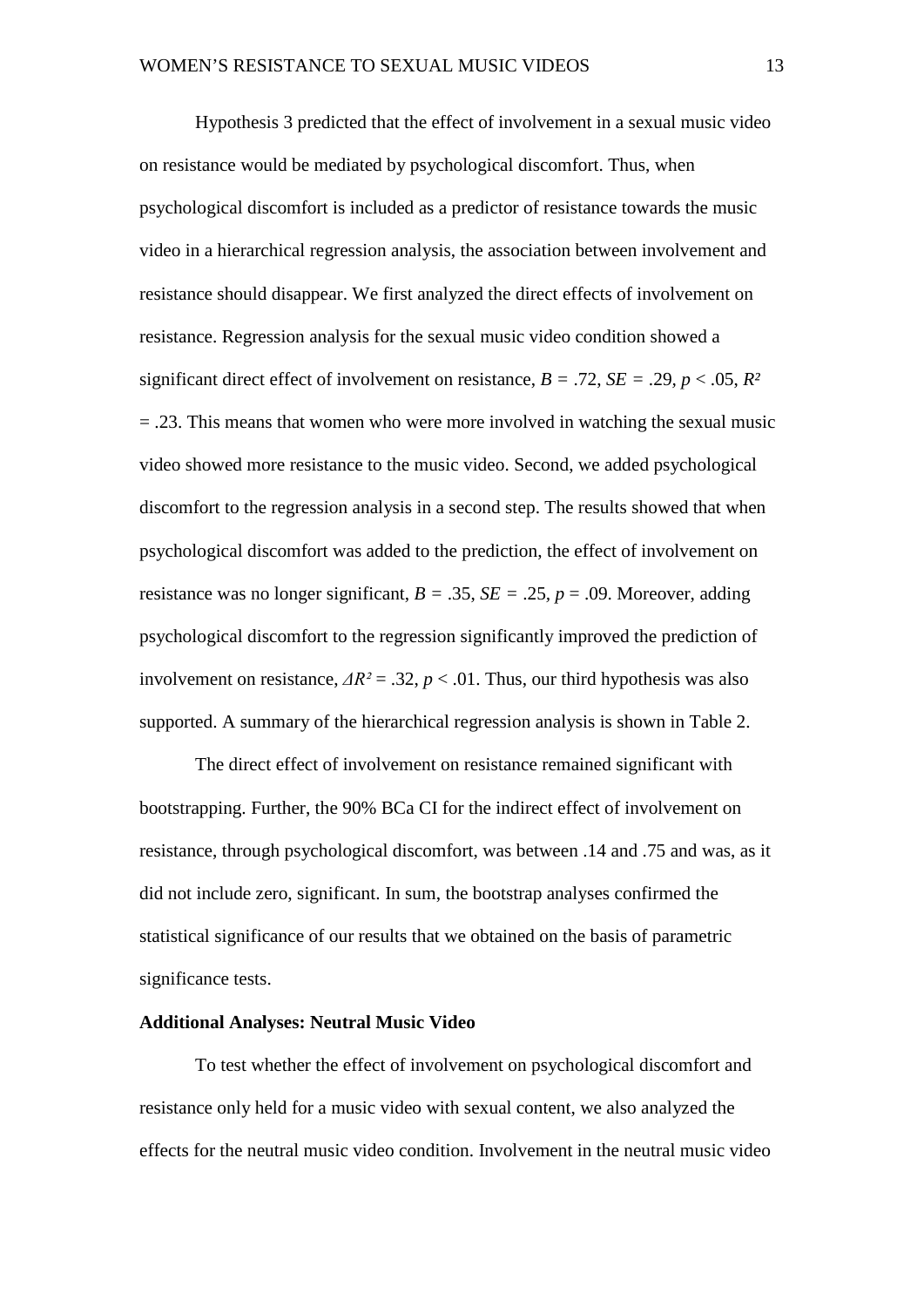Hypothesis 3 predicted that the effect of involvement in a sexual music video on resistance would be mediated by psychological discomfort. Thus, when psychological discomfort is included as a predictor of resistance towards the music video in a hierarchical regression analysis, the association between involvement and resistance should disappear. We first analyzed the direct effects of involvement on resistance. Regression analysis for the sexual music video condition showed a significant direct effect of involvement on resistance, $B = .72$, $SE = .29$, $p < .05$, $R^2 = .23$. This means that women who were more involved in watching the sexual music video showed more resistance to the music video. Second, we added psychological discomfort to the regression analysis in a second step. The results showed that when psychological discomfort was added to the prediction, the effect of involvement on resistance was no longer significant, $B = .35$, $SE = .25$, $p = .09$. Moreover, adding psychological discomfort to the regression significantly improved the prediction of involvement on resistance, $\Delta R^2 = .32$, $p < .01$. Thus, our third hypothesis was also supported. A summary of the hierarchical regression analysis is shown in Table 2.

The direct effect of involvement on resistance remained significant with bootstrapping. Further, the 90% BCa CI for the indirect effect of involvement on resistance, through psychological discomfort, was between .14 and .75 and was, as it did not include zero, significant. In sum, the bootstrap analyses confirmed the statistical significance of our results that we obtained on the basis of parametric significance tests.

**Additional Analyses: Neutral Music Video**

To test whether the effect of involvement on psychological discomfort and resistance only held for a music video with sexual content, we also analyzed the effects for the neutral music video condition. Involvement in the neutral music video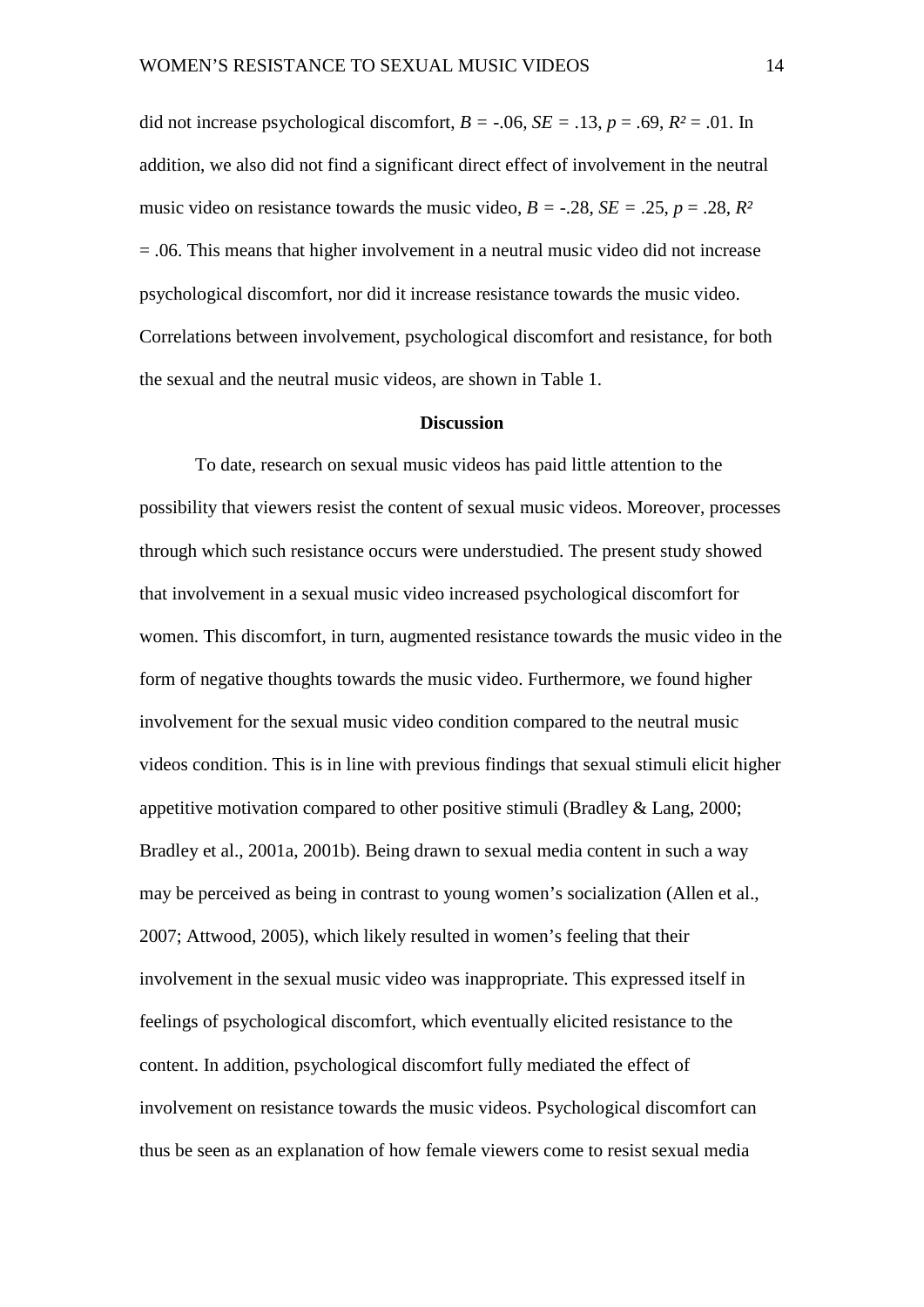did not increase psychological discomfort, $B = -.06$, $SE = .13$, $p = .69$, $R^2 = .01$. In addition, we also did not find a significant direct effect of involvement in the neutral music video on resistance towards the music video, $B = -.28$, $SE = .25$, $p = .28$, $R^2 = .06$. This means that higher involvement in a neutral music video did not increase psychological discomfort, nor did it increase resistance towards the music video. Correlations between involvement, psychological discomfort and resistance, for both the sexual and the neutral music videos, are shown in Table 1.

## Discussion

To date, research on sexual music videos has paid little attention to the possibility that viewers resist the content of sexual music videos. Moreover, processes through which such resistance occurs were understudied. The present study showed that involvement in a sexual music video increased psychological discomfort for women. This discomfort, in turn, augmented resistance towards the music video in the form of negative thoughts towards the music video. Furthermore, we found higher involvement for the sexual music video condition compared to the neutral music videos condition. This is in line with previous findings that sexual stimuli elicit higher appetitive motivation compared to other positive stimuli (Bradley & Lang, 2000; Bradley et al., 2001a, 2001b). Being drawn to sexual media content in such a way may be perceived as being in contrast to young women's socialization (Allen et al., 2007; Attwood, 2005), which likely resulted in women's feeling that their involvement in the sexual music video was inappropriate. This expressed itself in feelings of psychological discomfort, which eventually elicited resistance to the content. In addition, psychological discomfort fully mediated the effect of involvement on resistance towards the music videos. Psychological discomfort can thus be seen as an explanation of how female viewers come to resist sexual media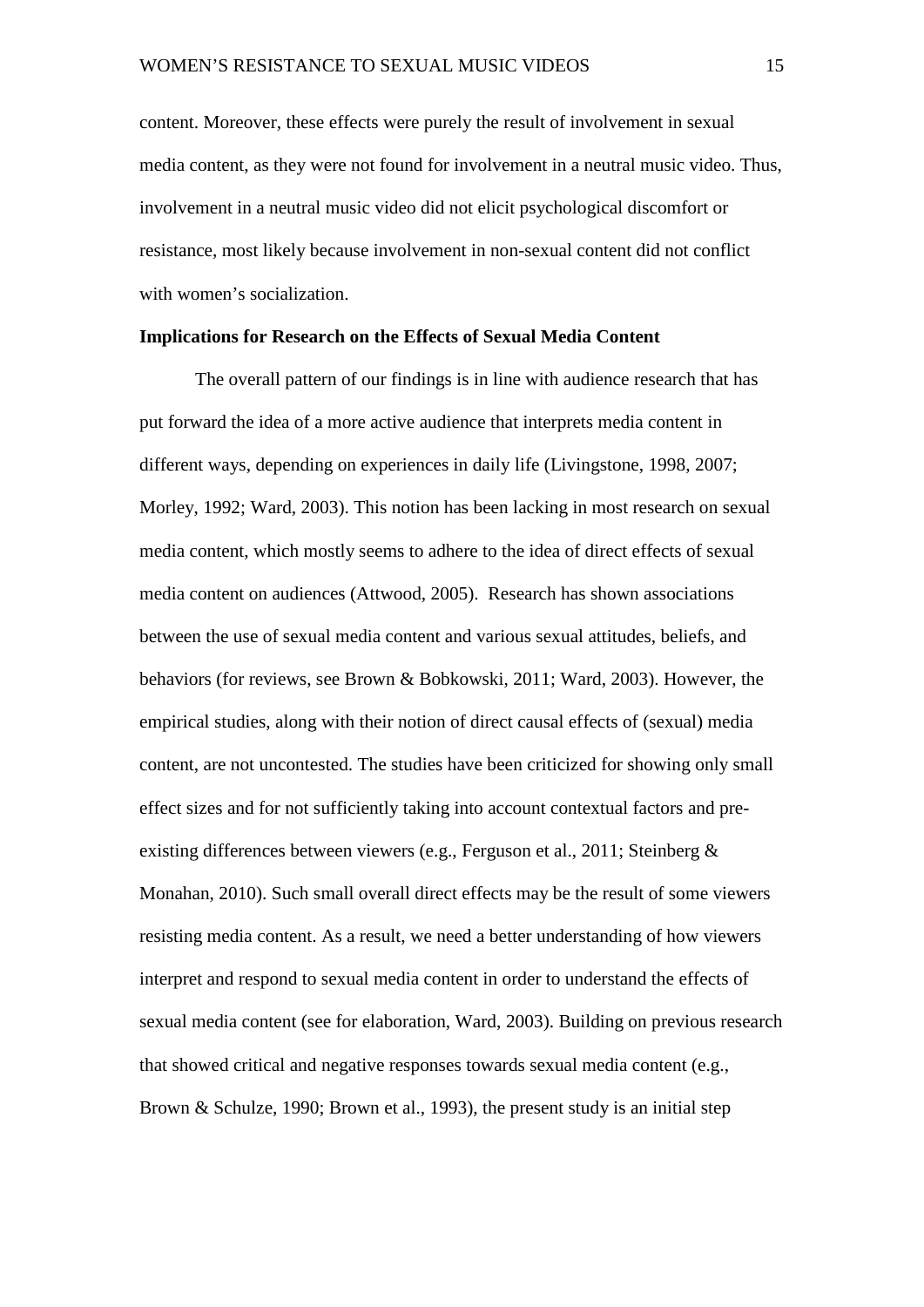content. Moreover, these effects were purely the result of involvement in sexual media content, as they were not found for involvement in a neutral music video. Thus, involvement in a neutral music video did not elicit psychological discomfort or resistance, most likely because involvement in non-sexual content did not conflict with women's socialization.

**Implications for Research on the Effects of Sexual Media Content**

The overall pattern of our findings is in line with audience research that has put forward the idea of a more active audience that interprets media content in different ways, depending on experiences in daily life (Livingstone, 1998, 2007; Morley, 1992; Ward, 2003). This notion has been lacking in most research on sexual media content, which mostly seems to adhere to the idea of direct effects of sexual media content on audiences (Attwood, 2005). Research has shown associations between the use of sexual media content and various sexual attitudes, beliefs, and behaviors (for reviews, see Brown & Bobkowski, 2011; Ward, 2003). However, the empirical studies, along with their notion of direct causal effects of (sexual) media content, are not uncontested. The studies have been criticized for showing only small effect sizes and for not sufficiently taking into account contextual factors and pre-existing differences between viewers (e.g., Ferguson et al., 2011; Steinberg & Monahan, 2010). Such small overall direct effects may be the result of some viewers resisting media content. As a result, we need a better understanding of how viewers interpret and respond to sexual media content in order to understand the effects of sexual media content (see for elaboration, Ward, 2003). Building on previous research that showed critical and negative responses towards sexual media content (e.g., Brown & Schulze, 1990; Brown et al., 1993), the present study is an initial step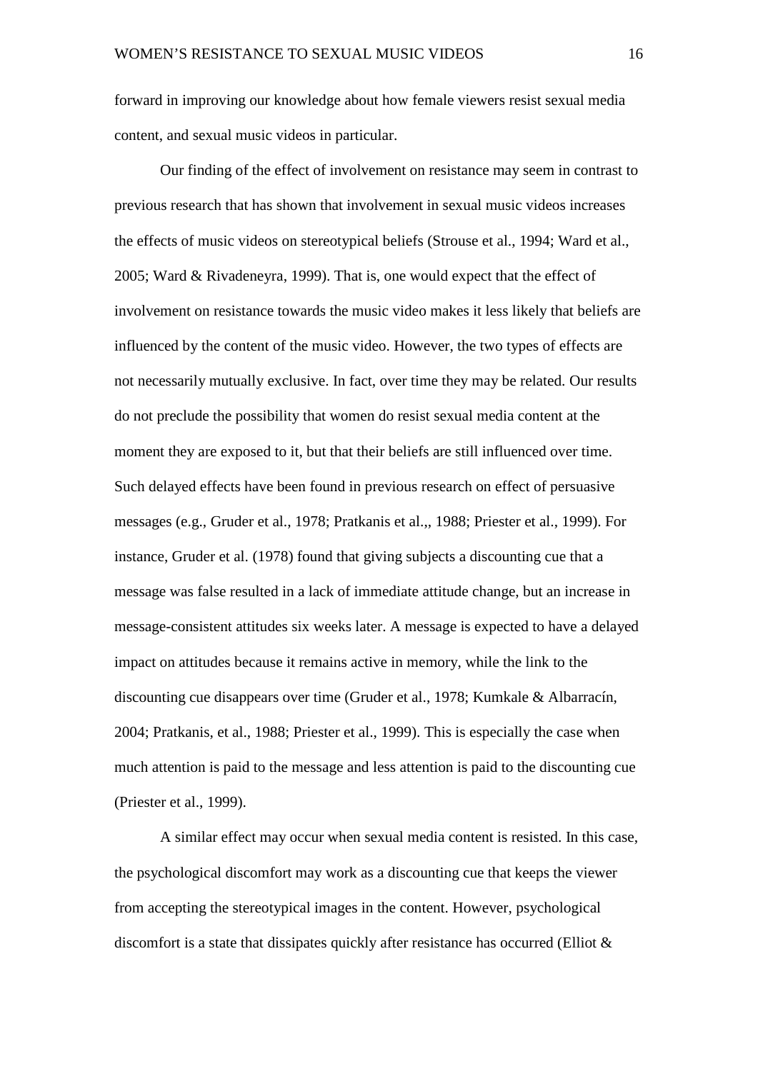forward in improving our knowledge about how female viewers resist sexual media content, and sexual music videos in particular.

Our finding of the effect of involvement on resistance may seem in contrast to previous research that has shown that involvement in sexual music videos increases the effects of music videos on stereotypical beliefs (Strouse et al., 1994; Ward et al., 2005; Ward & Rivadeneyra, 1999). That is, one would expect that the effect of involvement on resistance towards the music video makes it less likely that beliefs are influenced by the content of the music video. However, the two types of effects are not necessarily mutually exclusive. In fact, over time they may be related. Our results do not preclude the possibility that women do resist sexual media content at the moment they are exposed to it, but that their beliefs are still influenced over time. Such delayed effects have been found in previous research on effect of persuasive messages (e.g., Gruder et al., 1978; Pratkanis et al.,, 1988; Priester et al., 1999). For instance, Gruder et al. (1978) found that giving subjects a discounting cue that a message was false resulted in a lack of immediate attitude change, but an increase in message-consistent attitudes six weeks later. A message is expected to have a delayed impact on attitudes because it remains active in memory, while the link to the discounting cue disappears over time (Gruder et al., 1978; Kumkale & Albarracín, 2004; Pratkanis, et al., 1988; Priester et al., 1999). This is especially the case when much attention is paid to the message and less attention is paid to the discounting cue (Priester et al., 1999).

A similar effect may occur when sexual media content is resisted. In this case, the psychological discomfort may work as a discounting cue that keeps the viewer from accepting the stereotypical images in the content. However, psychological discomfort is a state that dissipates quickly after resistance has occurred (Elliot &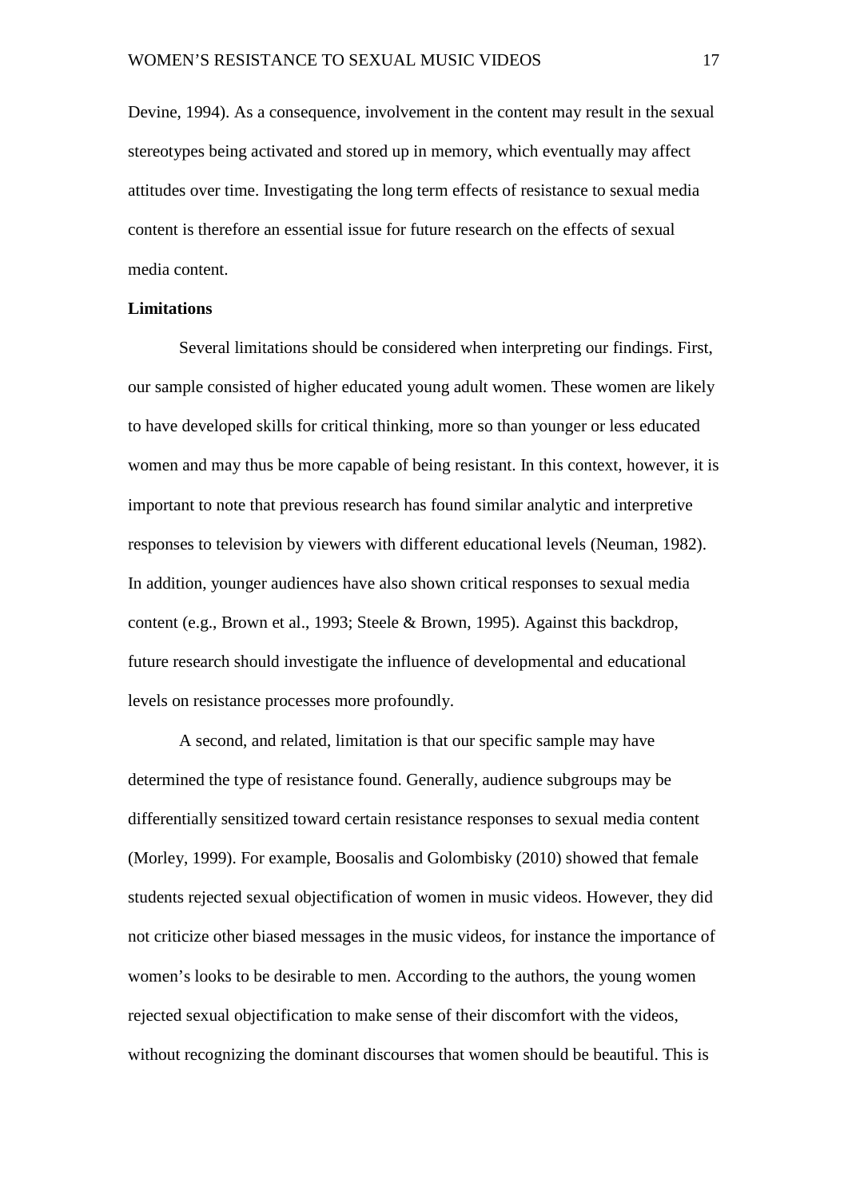Devine, 1994). As a consequence, involvement in the content may result in the sexual stereotypes being activated and stored up in memory, which eventually may affect attitudes over time. Investigating the long term effects of resistance to sexual media content is therefore an essential issue for future research on the effects of sexual media content.

**Limitations**

Several limitations should be considered when interpreting our findings. First, our sample consisted of higher educated young adult women. These women are likely to have developed skills for critical thinking, more so than younger or less educated women and may thus be more capable of being resistant. In this context, however, it is important to note that previous research has found similar analytic and interpretive responses to television by viewers with different educational levels (Neuman, 1982). In addition, younger audiences have also shown critical responses to sexual media content (e.g., Brown et al., 1993; Steele & Brown, 1995). Against this backdrop, future research should investigate the influence of developmental and educational levels on resistance processes more profoundly.

A second, and related, limitation is that our specific sample may have determined the type of resistance found. Generally, audience subgroups may be differentially sensitized toward certain resistance responses to sexual media content (Morley, 1999). For example, Boosalis and Golombisky (2010) showed that female students rejected sexual objectification of women in music videos. However, they did not criticize other biased messages in the music videos, for instance the importance of women's looks to be desirable to men. According to the authors, the young women rejected sexual objectification to make sense of their discomfort with the videos, without recognizing the dominant discourses that women should be beautiful. This is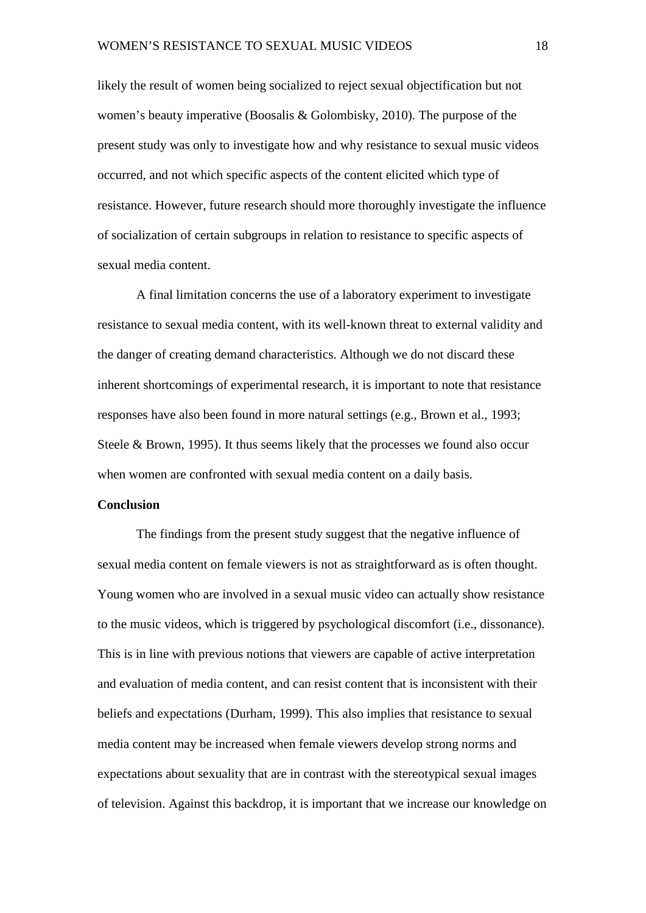likely the result of women being socialized to reject sexual objectification but not women's beauty imperative (Boosalis & Golombisky, 2010). The purpose of the present study was only to investigate how and why resistance to sexual music videos occurred, and not which specific aspects of the content elicited which type of resistance. However, future research should more thoroughly investigate the influence of socialization of certain subgroups in relation to resistance to specific aspects of sexual media content.

A final limitation concerns the use of a laboratory experiment to investigate resistance to sexual media content, with its well-known threat to external validity and the danger of creating demand characteristics. Although we do not discard these inherent shortcomings of experimental research, it is important to note that resistance responses have also been found in more natural settings (e.g., Brown et al., 1993; Steele & Brown, 1995). It thus seems likely that the processes we found also occur when women are confronted with sexual media content on a daily basis.

**Conclusion**

The findings from the present study suggest that the negative influence of sexual media content on female viewers is not as straightforward as is often thought. Young women who are involved in a sexual music video can actually show resistance to the music videos, which is triggered by psychological discomfort (i.e., dissonance). This is in line with previous notions that viewers are capable of active interpretation and evaluation of media content, and can resist content that is inconsistent with their beliefs and expectations (Durham, 1999). This also implies that resistance to sexual media content may be increased when female viewers develop strong norms and expectations about sexuality that are in contrast with the stereotypical sexual images of television. Against this backdrop, it is important that we increase our knowledge on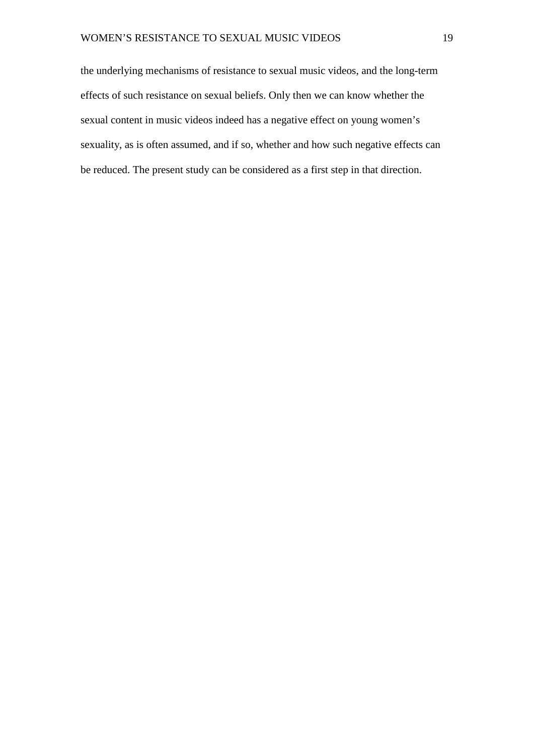the underlying mechanisms of resistance to sexual music videos, and the long-term effects of such resistance on sexual beliefs. Only then we can know whether the sexual content in music videos indeed has a negative effect on young women's sexuality, as is often assumed, and if so, whether and how such negative effects can be reduced. The present study can be considered as a first step in that direction.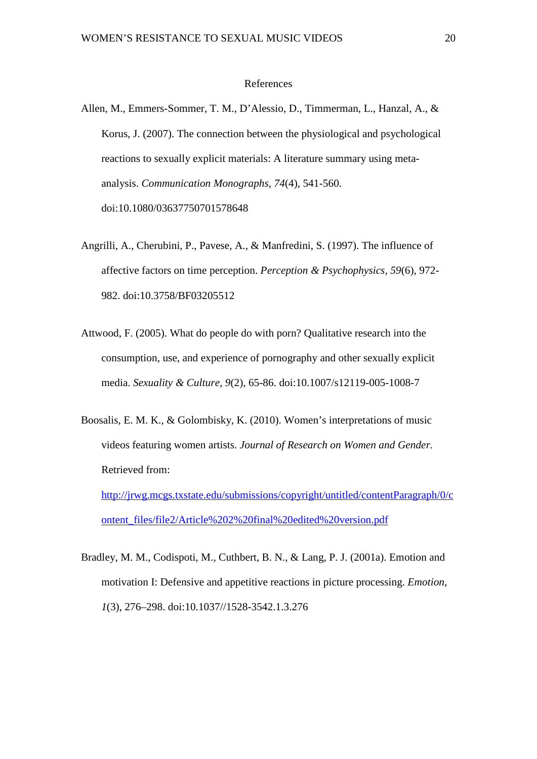References

Allen, M., Emmers-Sommer, T. M., D'Alessio, D., Timmerman, L., Hanzal, A., & Korus, J. (2007). The connection between the physiological and psychological reactions to sexually explicit materials: A literature summary using meta-analysis. *Communication Monographs*, *74*(4), 541-560. doi:10.1080/03637750701578648

Angrilli, A., Cherubini, P., Pavese, A., & Manfredini, S. (1997). The influence of affective factors on time perception. *Perception & Psychophysics*, *59*(6), 972-982. doi:10.3758/BF03205512

Attwood, F. (2005). What do people do with porn? Qualitative research into the consumption, use, and experience of pornography and other sexually explicit media. *Sexuality & Culture, 9*(2), 65-86. doi:10.1007/s12119-005-1008-7

Boosalis, E. M. K., & Golombisky, K. (2010). Women's interpretations of music videos featuring women artists. *Journal of Research on Women and Gender.* Retrieved from: http://jrwg.mcgs.txstate.edu/submissions/copyright/untitled/contentParagraph/0/content_files/file2/Article%202%20final%20edited%20version.pdf

Bradley, M. M., Codispoti, M., Cuthbert, B. N., & Lang, P. J. (2001a). Emotion and motivation I: Defensive and appetitive reactions in picture processing. *Emotion, 1*(3), 276–298. doi:10.1037//1528-3542.1.3.276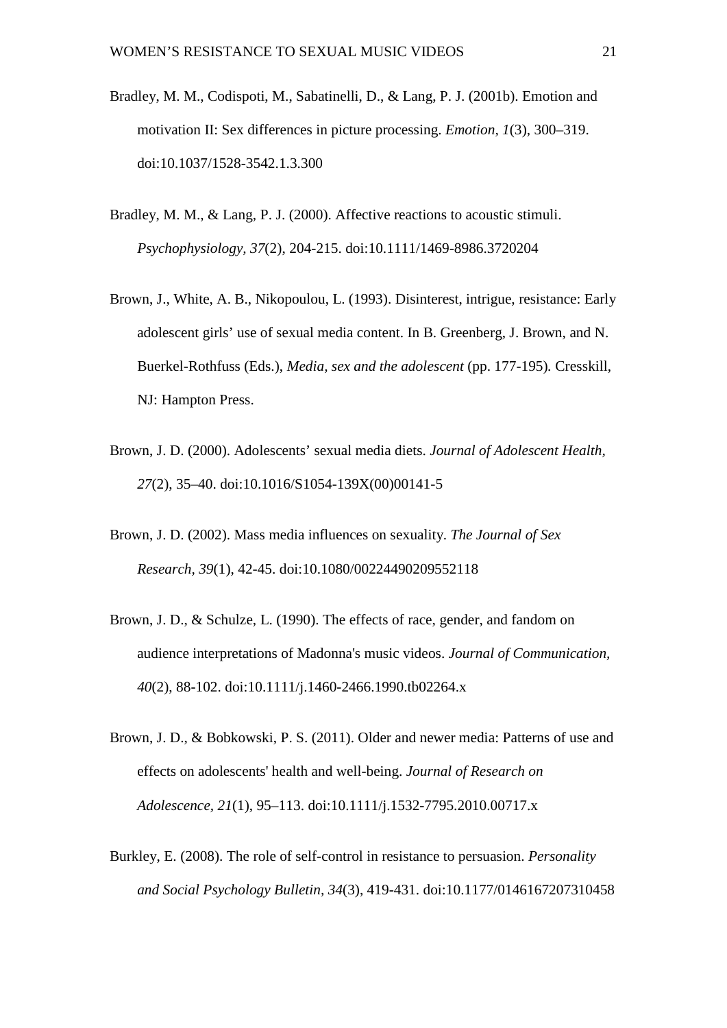Bradley, M. M., Codispoti, M., Sabatinelli, D., & Lang, P. J. (2001b). Emotion and motivation II: Sex differences in picture processing. *Emotion, 1*(3), 300–319. doi:10.1037/1528-3542.1.3.300

Bradley, M. M., & Lang, P. J. (2000). Affective reactions to acoustic stimuli. *Psychophysiology, 37*(2), 204-215. doi:10.1111/1469-8986.3720204

Brown, J., White, A. B., Nikopoulou, L. (1993). Disinterest, intrigue, resistance: Early adolescent girls' use of sexual media content. In B. Greenberg, J. Brown, and N. Buerkel-Rothfuss (Eds.), *Media, sex and the adolescent* (pp. 177-195). Cresskill, NJ: Hampton Press.

Brown, J. D. (2000). Adolescents' sexual media diets. *Journal of Adolescent Health, 27*(2), 35–40. doi:10.1016/S1054-139X(00)00141-5

Brown, J. D. (2002). Mass media influences on sexuality. *The Journal of Sex Research, 39*(1), 42-45. doi:10.1080/00224490209552118

Brown, J. D., & Schulze, L. (1990). The effects of race, gender, and fandom on audience interpretations of Madonna's music videos. *Journal of Communication, 40*(2), 88-102. doi:10.1111/j.1460-2466.1990.tb02264.x

Brown, J. D., & Bobkowski, P. S. (2011). Older and newer media: Patterns of use and effects on adolescents' health and well-being. *Journal of Research on Adolescence, 21*(1), 95–113. doi:10.1111/j.1532-7795.2010.00717.x

Burkley, E. (2008). The role of self-control in resistance to persuasion. *Personality and Social Psychology Bulletin, 34*(3), 419-431. doi:10.1177/0146167207310458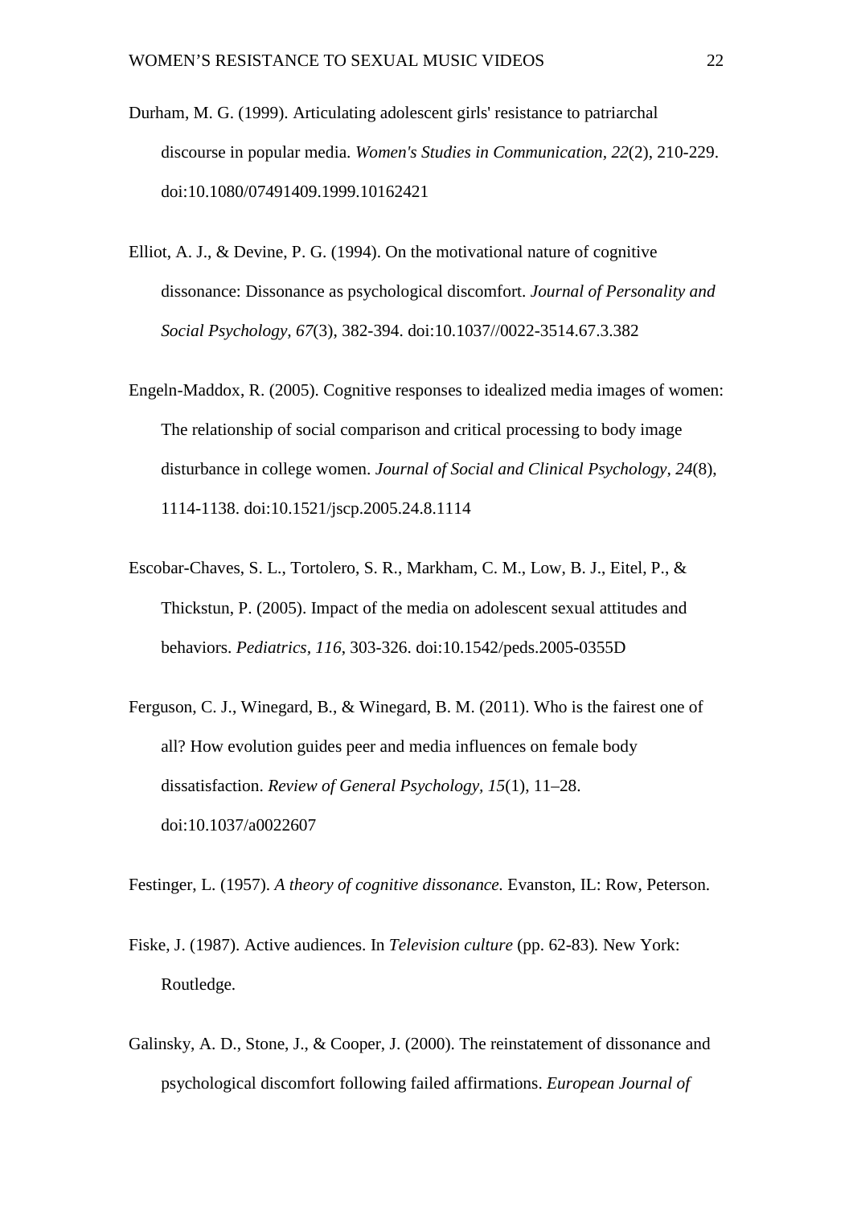Durham, M. G. (1999). Articulating adolescent girls' resistance to patriarchal discourse in popular media. *Women's Studies in Communication, 22*(2), 210-229. doi:10.1080/07491409.1999.10162421

Elliot, A. J., & Devine, P. G. (1994). On the motivational nature of cognitive dissonance: Dissonance as psychological discomfort. *Journal of Personality and Social Psychology, 67*(3), 382-394. doi:10.1037//0022-3514.67.3.382

Engeln-Maddox, R. (2005). Cognitive responses to idealized media images of women: The relationship of social comparison and critical processing to body image disturbance in college women. *Journal of Social and Clinical Psychology, 24*(8), 1114-1138. doi:10.1521/jscp.2005.24.8.1114

Escobar-Chaves, S. L., Tortolero, S. R., Markham, C. M., Low, B. J., Eitel, P., & Thickstun, P. (2005). Impact of the media on adolescent sexual attitudes and behaviors. *Pediatrics, 116*, 303-326. doi:10.1542/peds.2005-0355D

Ferguson, C. J., Winegard, B., & Winegard, B. M. (2011). Who is the fairest one of all? How evolution guides peer and media influences on female body dissatisfaction. *Review of General Psychology, 15*(1), 11–28. doi:10.1037/a0022607

Festinger, L. (1957). *A theory of cognitive dissonance.* Evanston, IL: Row, Peterson.

Fiske, J. (1987). Active audiences. In *Television culture* (pp. 62-83). New York: Routledge.

Galinsky, A. D., Stone, J., & Cooper, J. (2000). The reinstatement of dissonance and psychological discomfort following failed affirmations. *European Journal of*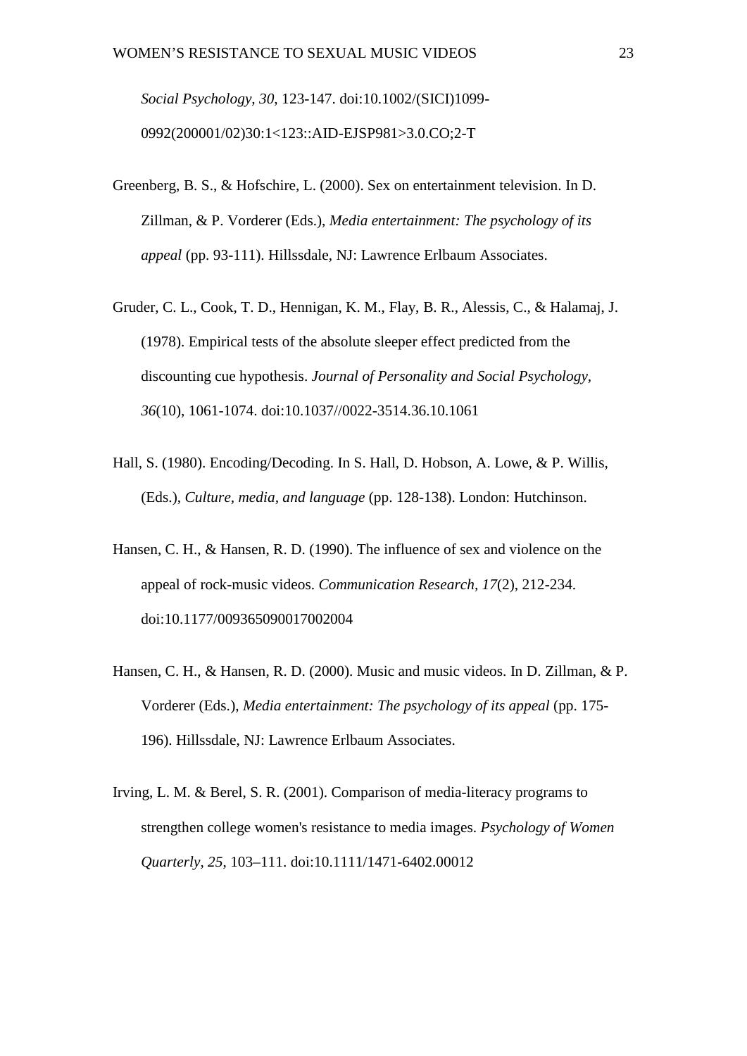*Social Psychology, 30*, 123-147. doi:10.1002/(SICI)1099-0992(200001/02)30:1<123::AID-EJSP981>3.0.CO;2-T

Greenberg, B. S., & Hofschire, L. (2000). Sex on entertainment television. In D. Zillman, & P. Vorderer (Eds.), *Media entertainment: The psychology of its appeal* (pp. 93-111). Hillssdale, NJ: Lawrence Erlbaum Associates.

Gruder, C. L., Cook, T. D., Hennigan, K. M., Flay, B. R., Alessis, C., & Halamaj, J. (1978). Empirical tests of the absolute sleeper effect predicted from the discounting cue hypothesis. *Journal of Personality and Social Psychology, 36*(10), 1061-1074. doi:10.1037//0022-3514.36.10.1061

Hall, S. (1980). Encoding/Decoding. In S. Hall, D. Hobson, A. Lowe, & P. Willis, (Eds.), *Culture, media, and language* (pp. 128-138). London: Hutchinson.

Hansen, C. H., & Hansen, R. D. (1990). The influence of sex and violence on the appeal of rock-music videos. *Communication Research*, *17*(2), 212-234. doi:10.1177/009365090017002004

Hansen, C. H., & Hansen, R. D. (2000). Music and music videos. In D. Zillman, & P. Vorderer (Eds.), *Media entertainment: The psychology of its appeal* (pp. 175-196). Hillssdale, NJ: Lawrence Erlbaum Associates.

Irving, L. M. & Berel, S. R. (2001). Comparison of media-literacy programs to strengthen college women's resistance to media images. *Psychology of Women Quarterly, 25*, 103–111. doi:10.1111/1471-6402.00012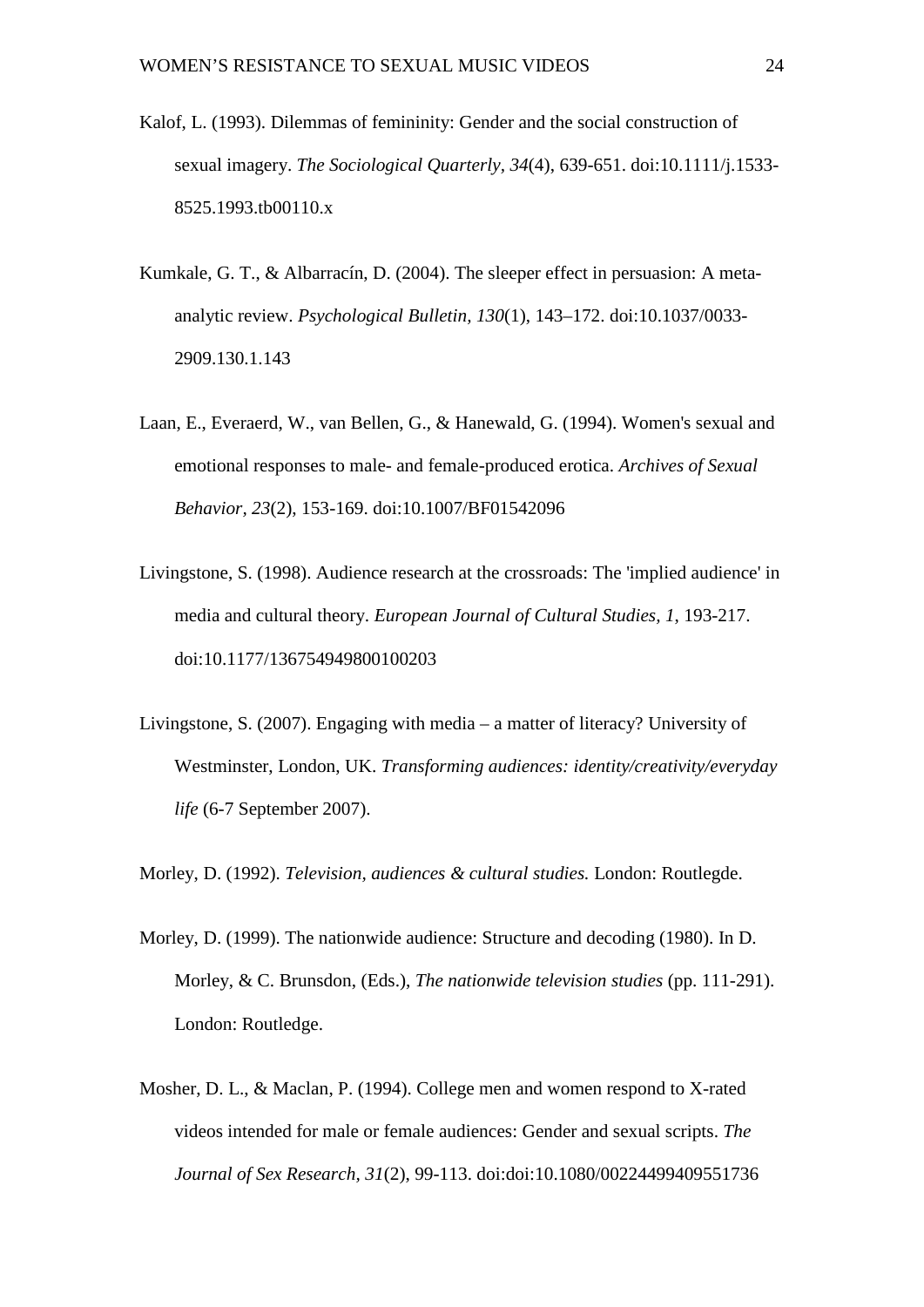Kalof, L. (1993). Dilemmas of femininity: Gender and the social construction of sexual imagery. *The Sociological Quarterly, 34*(4), 639-651. doi:10.1111/j.1533-8525.1993.tb00110.x

Kumkale, G. T., & Albarracín, D. (2004). The sleeper effect in persuasion: A meta-analytic review. *Psychological Bulletin, 130*(1), 143–172. doi:10.1037/0033-2909.130.1.143

Laan, E., Everaerd, W., van Bellen, G., & Hanewald, G. (1994). Women's sexual and emotional responses to male- and female-produced erotica. *Archives of Sexual Behavior, 23*(2), 153-169. doi:10.1007/BF01542096

Livingstone, S. (1998). Audience research at the crossroads: The 'implied audience' in media and cultural theory. *European Journal of Cultural Studies, 1*, 193-217. doi:10.1177/136754949800100203

Livingstone, S. (2007). Engaging with media – a matter of literacy? University of Westminster, London, UK. *Transforming audiences: identity/creativity/everyday life* (6-7 September 2007).

Morley, D. (1992). *Television, audiences & cultural studies.* London: Routlegde.

Morley, D. (1999). The nationwide audience: Structure and decoding (1980). In D. Morley, & C. Brunsdon, (Eds.), *The nationwide television studies* (pp. 111-291). London: Routledge.

Mosher, D. L., & Maclan, P. (1994). College men and women respond to X-rated videos intended for male or female audiences: Gender and sexual scripts. *The Journal of Sex Research, 31*(2), 99-113. doi:doi:10.1080/00224499409551736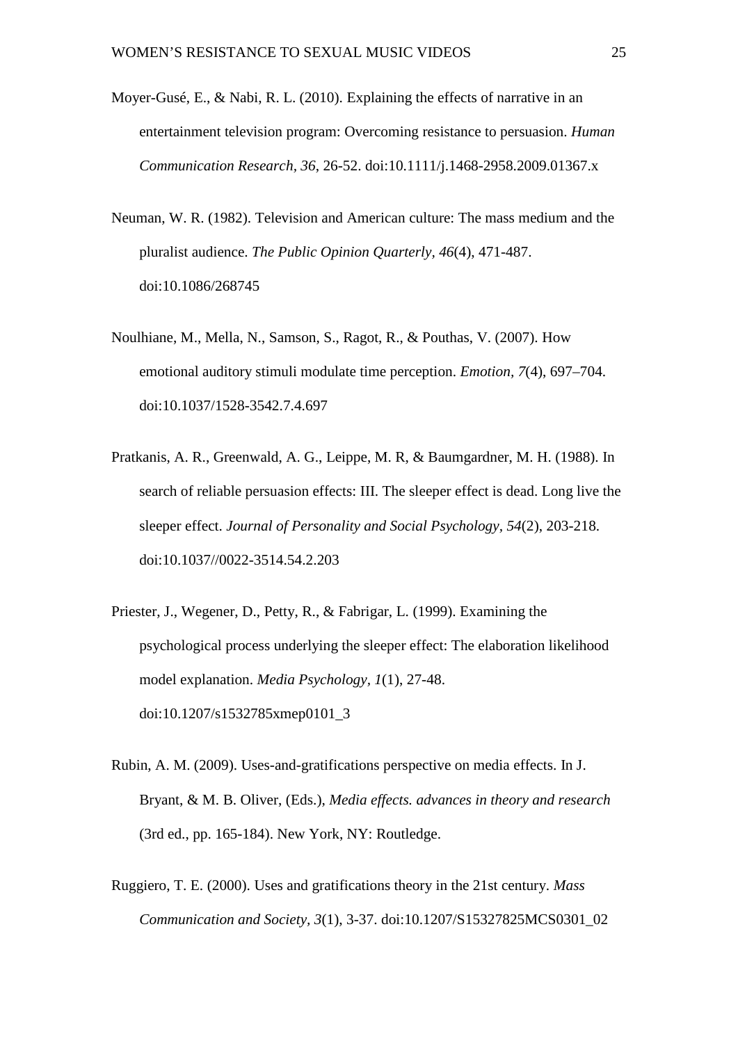Moyer-Gusé, E., & Nabi, R. L. (2010). Explaining the effects of narrative in an entertainment television program: Overcoming resistance to persuasion. *Human Communication Research, 36*, 26-52. doi:10.1111/j.1468-2958.2009.01367.x

Neuman, W. R. (1982). Television and American culture: The mass medium and the pluralist audience. *The Public Opinion Quarterly, 46*(4), 471-487. doi:10.1086/268745

Noulhiane, M., Mella, N., Samson, S., Ragot, R., & Pouthas, V. (2007). How emotional auditory stimuli modulate time perception. *Emotion, 7*(4), 697–704. doi:10.1037/1528-3542.7.4.697

Pratkanis, A. R., Greenwald, A. G., Leippe, M. R, & Baumgardner, M. H. (1988). In search of reliable persuasion effects: III. The sleeper effect is dead. Long live the sleeper effect. *Journal of Personality and Social Psychology, 54*(2), 203-218. doi:10.1037//0022-3514.54.2.203

Priester, J., Wegener, D., Petty, R., & Fabrigar, L. (1999). Examining the psychological process underlying the sleeper effect: The elaboration likelihood model explanation. *Media Psychology, 1*(1), 27-48. doi:10.1207/s1532785xmep0101_3

Rubin, A. M. (2009). Uses-and-gratifications perspective on media effects. In J. Bryant, & M. B. Oliver, (Eds.), *Media effects. advances in theory and research* (3rd ed., pp. 165-184). New York, NY: Routledge.

Ruggiero, T. E. (2000). Uses and gratifications theory in the 21st century. *Mass Communication and Society, 3*(1), 3-37. doi:10.1207/S15327825MCS0301_02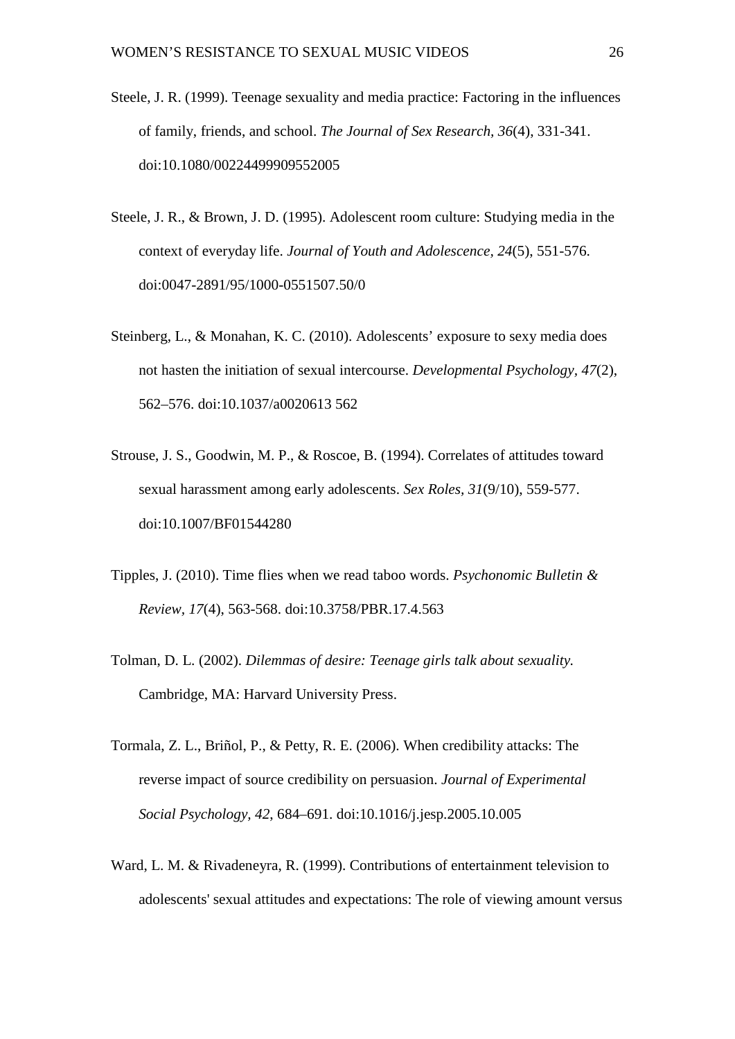Steele, J. R. (1999). Teenage sexuality and media practice: Factoring in the influences of family, friends, and school. *The Journal of Sex Research, 36*(4), 331-341. doi:10.1080/00224499909552005

Steele, J. R., & Brown, J. D. (1995). Adolescent room culture: Studying media in the context of everyday life. *Journal of Youth and Adolescence, 24*(5), 551-576. doi:0047-2891/95/1000-0551507.50/0

Steinberg, L., & Monahan, K. C. (2010). Adolescents' exposure to sexy media does not hasten the initiation of sexual intercourse. *Developmental Psychology*, *47*(2), 562–576. doi:10.1037/a0020613 562

Strouse, J. S., Goodwin, M. P., & Roscoe, B. (1994). Correlates of attitudes toward sexual harassment among early adolescents. *Sex Roles, 31*(9/10), 559-577. doi:10.1007/BF01544280

Tipples, J. (2010). Time flies when we read taboo words. *Psychonomic Bulletin & Review*, *17*(4), 563-568. doi:10.3758/PBR.17.4.563

Tolman, D. L. (2002). *Dilemmas of desire: Teenage girls talk about sexuality.* Cambridge, MA: Harvard University Press.

Tormala, Z. L., Briñol, P., & Petty, R. E. (2006). When credibility attacks: The reverse impact of source credibility on persuasion. *Journal of Experimental Social Psychology, 42,* 684–691. doi:10.1016/j.jesp.2005.10.005

Ward, L. M. & Rivadeneyra, R. (1999). Contributions of entertainment television to adolescents' sexual attitudes and expectations: The role of viewing amount versus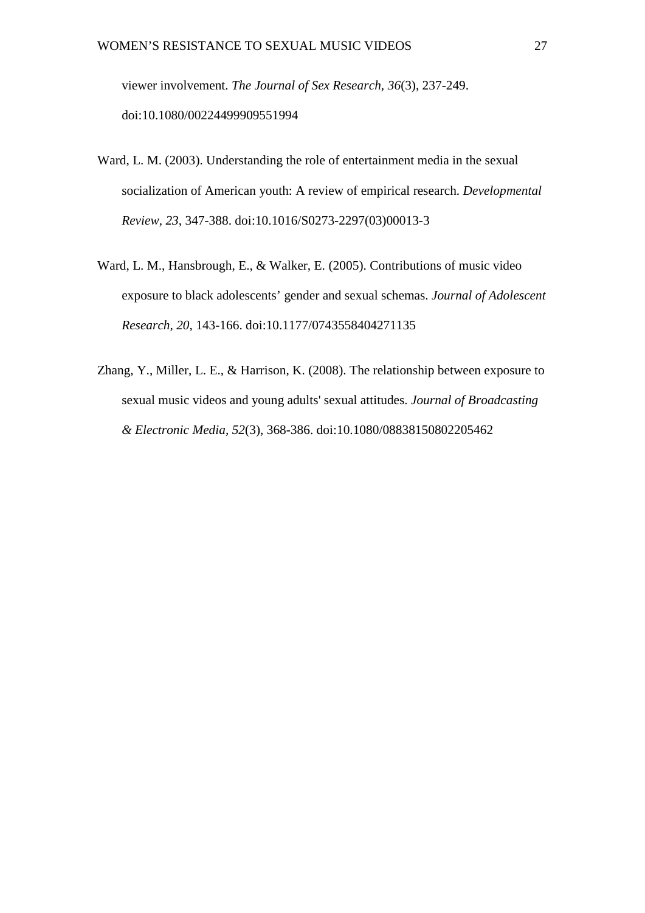viewer involvement. *The Journal of Sex Research, 36*(3), 237-249. doi:10.1080/00224499909551994

Ward, L. M. (2003). Understanding the role of entertainment media in the sexual socialization of American youth: A review of empirical research. *Developmental Review, 23*, 347-388. doi:10.1016/S0273-2297(03)00013-3

Ward, L. M., Hansbrough, E., & Walker, E. (2005). Contributions of music video exposure to black adolescents' gender and sexual schemas. *Journal of Adolescent Research, 20*, 143-166. doi:10.1177/0743558404271135

Zhang, Y., Miller, L. E., & Harrison, K. (2008). The relationship between exposure to sexual music videos and young adults' sexual attitudes. *Journal of Broadcasting & Electronic Media, 52*(3), 368-386. doi:10.1080/08838150802205462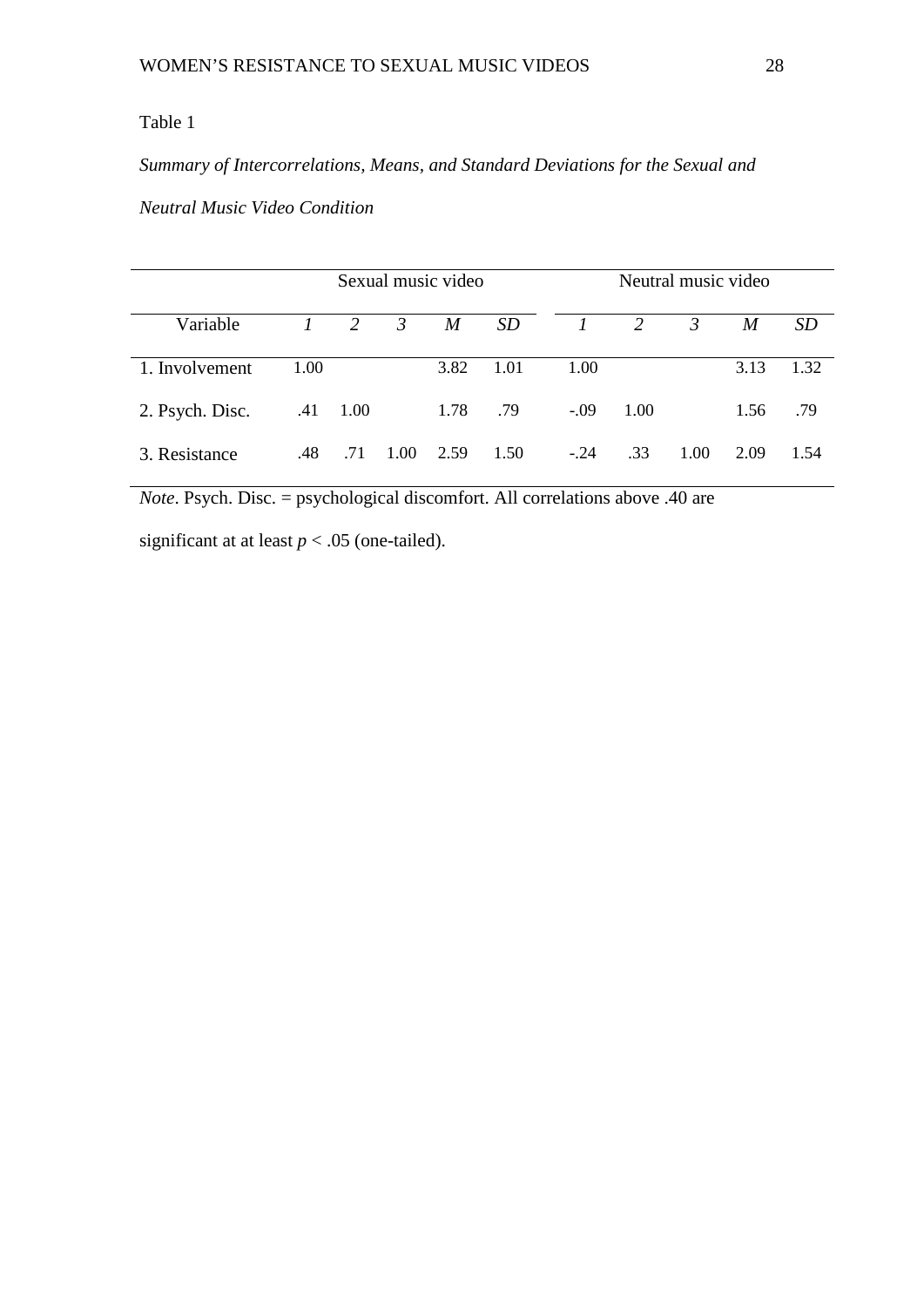Table 1

*Summary of Intercorrelations, Means, and Standard Deviations for the Sexual and Neutral Music Video Condition*

| | Sexual music video | | | | | Neutral music video | | | | |
|---|---|---|---|---|---|---|---|---|---|---|
| Variable | *1* | *2* | *3* | *M* | *SD* | *1* | *2* | *3* | *M* | *SD* |
| 1. Involvement | 1.00 | | | 3.82 | 1.01 | 1.00 | | | 3.13 | 1.32 |
| 2. Psych. Disc. | .41 | 1.00 | | 1.78 | .79 | -.09 | 1.00 | | 1.56 | .79 |
| 3. Resistance | .48 | .71 | 1.00 | 2.59 | 1.50 | -.24 | .33 | 1.00 | 2.09 | 1.54 |

*Note*. Psych. Disc. = psychological discomfort. All correlations above .40 are significant at at least $p < .05$ (one-tailed).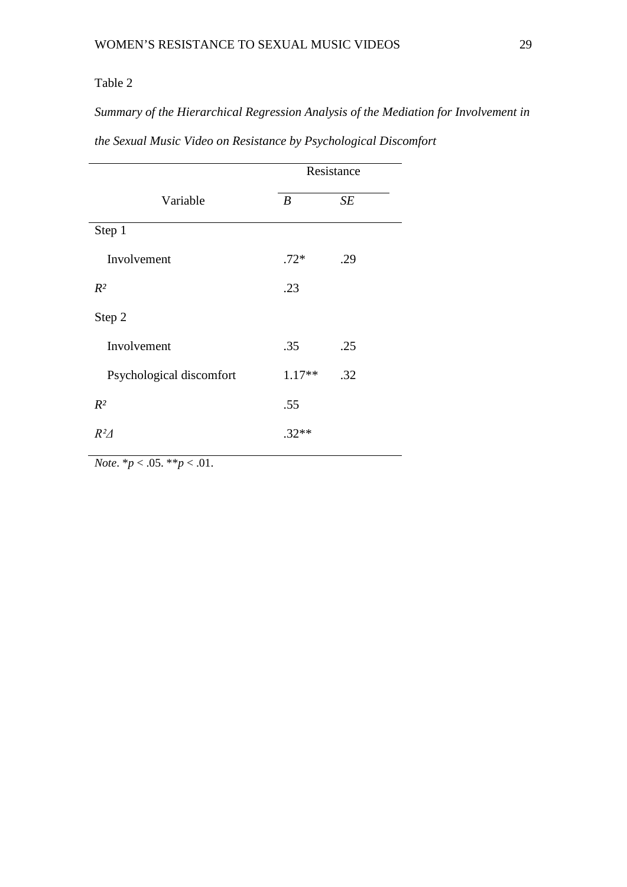Table 2

*Summary of the Hierarchical Regression Analysis of the Mediation for Involvement in the Sexual Music Video on Resistance by Psychological Discomfort*

| | Resistance | |
|---|---|---|
| Variable | *B* | *SE* |
| Step 1 | | |
| Involvement | .72* | .29 |
| $R^2$ | .23 | |
| Step 2 | | |
| Involvement | .35 | .25 |
| Psychological discomfort | 1.17** | .32 |
| $R^2$ | .55 | |
| $R^2\Delta$ | .32** | |

*Note*. *$p < .05$. **$p < .01$.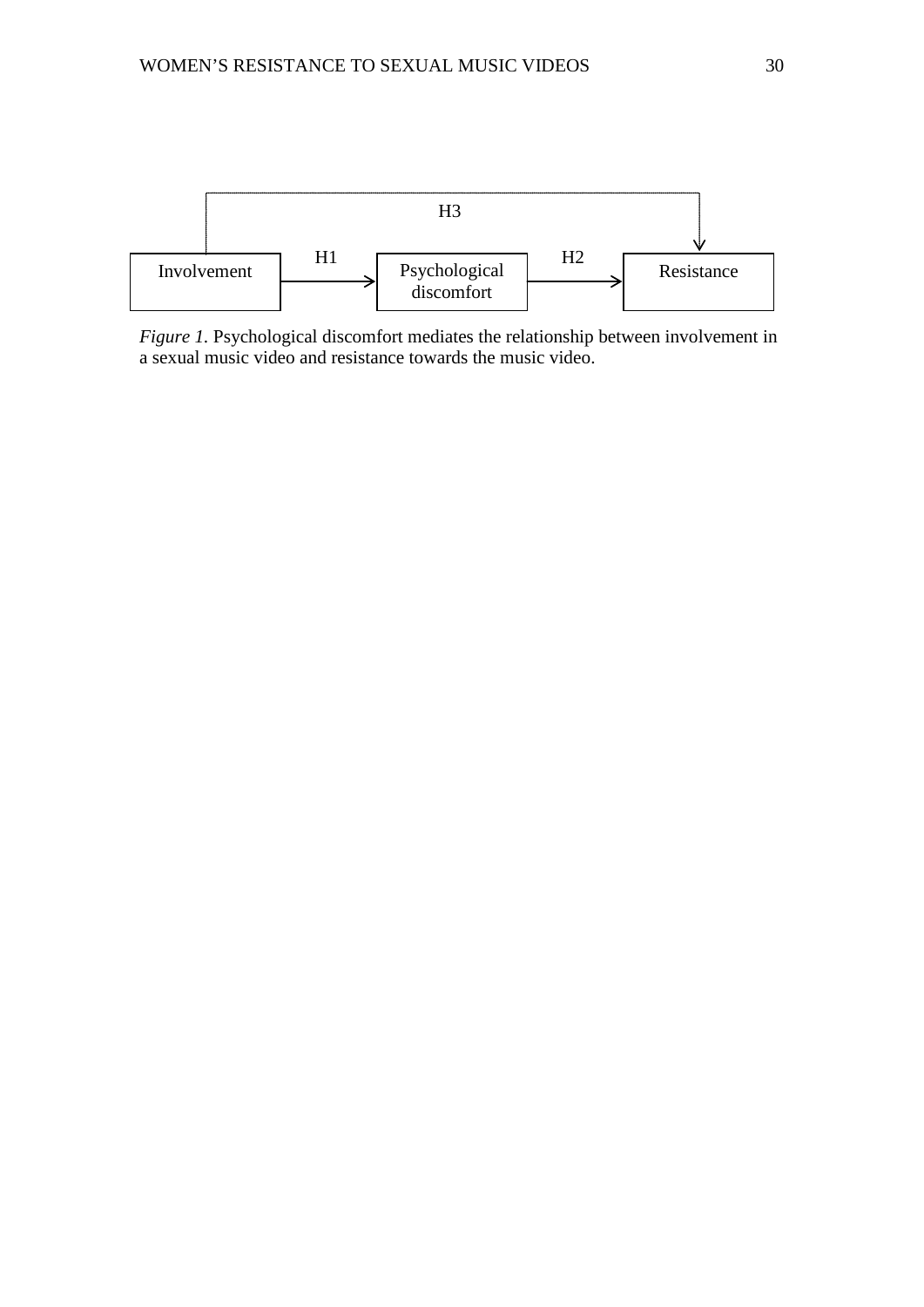H3

Involvement

H1

Psychological discomfort

H2

Resistance

*Figure 1.* Psychological discomfort mediates the relationship between involvement in a sexual music video and resistance towards the music video.